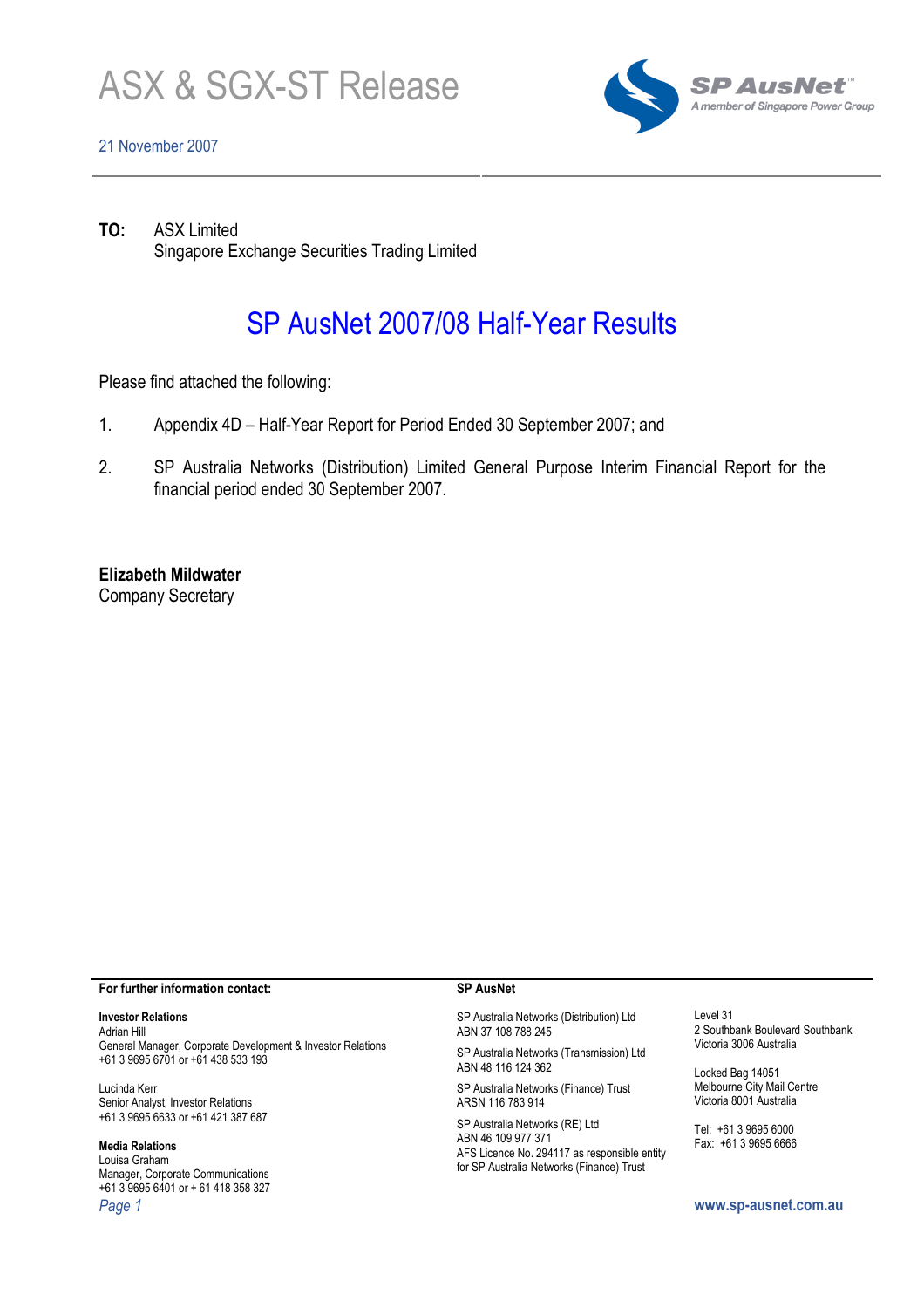# ASX & SGX-ST Release

21 November 2007

SP AusNet
A member of Singapore Power Group

**TO:** ASX Limited
Singapore Exchange Securities Trading Limited

## SP AusNet 2007/08 Half-Year Results

Please find attached the following:

1. Appendix 4D – Half-Year Report for Period Ended 30 September 2007; and

2. SP Australia Networks (Distribution) Limited General Purpose Interim Financial Report for the financial period ended 30 September 2007.

**Elizabeth Mildwater**
Company Secretary

**For further information contact:**

**Investor Relations**
Adrian Hill
General Manager, Corporate Development & Investor Relations
+61 3 9695 6701 or +61 438 533 193

Lucinda Kerr
Senior Analyst, Investor Relations
+61 3 9695 6633 or +61 421 387 687

**Media Relations**
Louisa Graham
Manager, Corporate Communications
+61 3 9695 6401 or + 61 418 358 327

**SP AusNet**

SP Australia Networks (Distribution) Ltd
ABN 37 108 788 245

SP Australia Networks (Transmission) Ltd
ABN 48 116 124 362

SP Australia Networks (Finance) Trust
ARSN 116 783 914

SP Australia Networks (RE) Ltd
ABN 46 109 977 371
AFS Licence No. 294117 as responsible entity for SP Australia Networks (Finance) Trust

Level 31
2 Southbank Boulevard Southbank
Victoria 3006 Australia

Locked Bag 14051
Melbourne City Mail Centre
Victoria 8001 Australia

Tel: +61 3 9695 6000
Fax: +61 3 9695 6666

www.sp-ausnet.com.au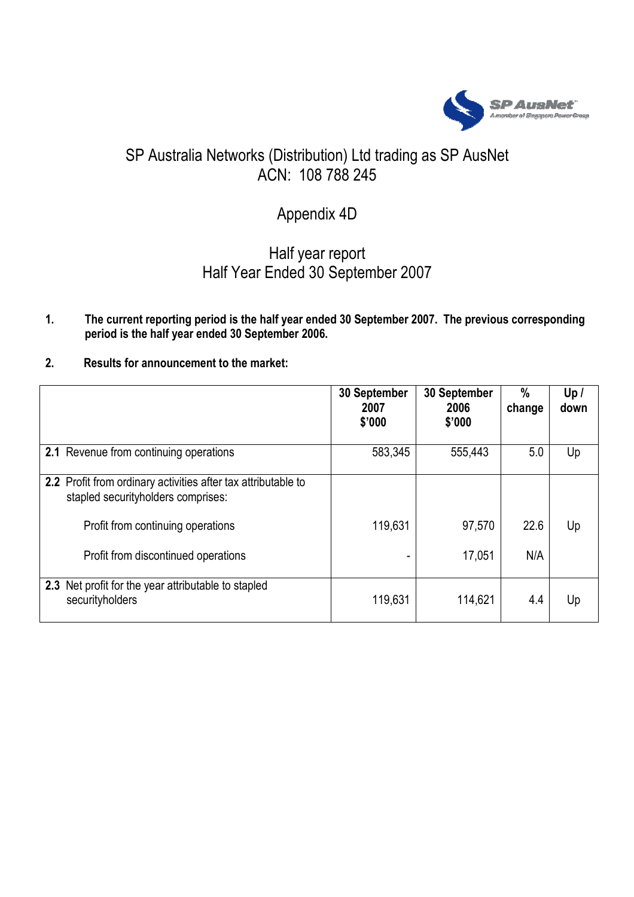# SP Australia Networks (Distribution) Ltd trading as SP AusNet
## ACN: 108 788 245

## Appendix 4D

## Half year report
## Half Year Ended 30 September 2007

**1. The current reporting period is the half year ended 30 September 2007. The previous corresponding period is the half year ended 30 September 2006.**

**2. Results for announcement to the market:**

| | 30 September 2007 $'000 | 30 September 2006 $'000 | % change | Up / down |
|---|---|---|---|---|
| **2.1** Revenue from continuing operations | 583,345 | 555,443 | 5.0 | Up |
| **2.2** Profit from ordinary activities after tax attributable to stapled securityholders comprises: | | | | |
| Profit from continuing operations | 119,631 | 97,570 | 22.6 | Up |
| Profit from discontinued operations | - | 17,051 | N/A | |
| **2.3** Net profit for the year attributable to stapled securityholders | 119,631 | 114,621 | 4.4 | Up |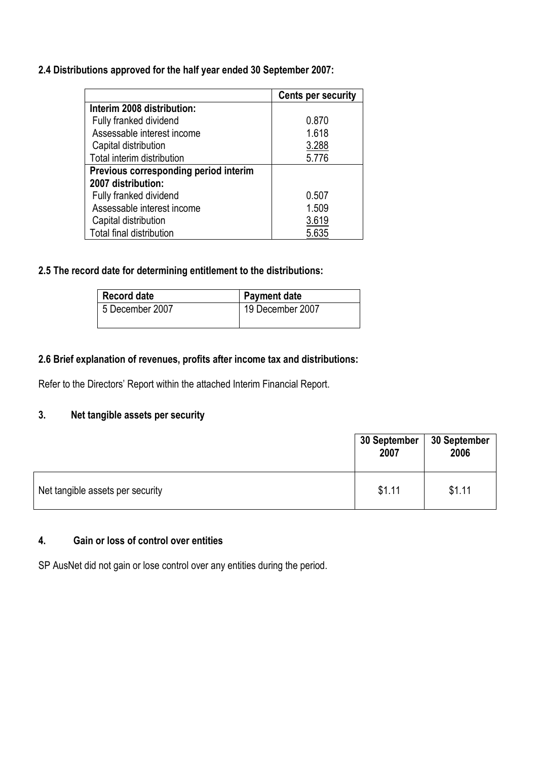**2.4 Distributions approved for the half year ended 30 September 2007:**

| | Cents per security |
|---|---|
| **Interim 2008 distribution:** | |
| Fully franked dividend | 0.870 |
| Assessable interest income | 1.618 |
| Capital distribution | 3.288 |
| Total interim distribution | 5.776 |
| **Previous corresponding period interim 2007 distribution:** | |
| Fully franked dividend | 0.507 |
| Assessable interest income | 1.509 |
| Capital distribution | 3.619 |
| Total final distribution | 5.635 |

**2.5 The record date for determining entitlement to the distributions:**

| Record date | Payment date |
|---|---|
| 5 December 2007 | 19 December 2007 |

**2.6 Brief explanation of revenues, profits after income tax and distributions:**

Refer to the Directors' Report within the attached Interim Financial Report.

## 3. Net tangible assets per security

| | 30 September 2007 | 30 September 2006 |
|---|---|---|
| Net tangible assets per security | $1.11 | $1.11 |

## 4. Gain or loss of control over entities

SP AusNet did not gain or lose control over any entities during the period.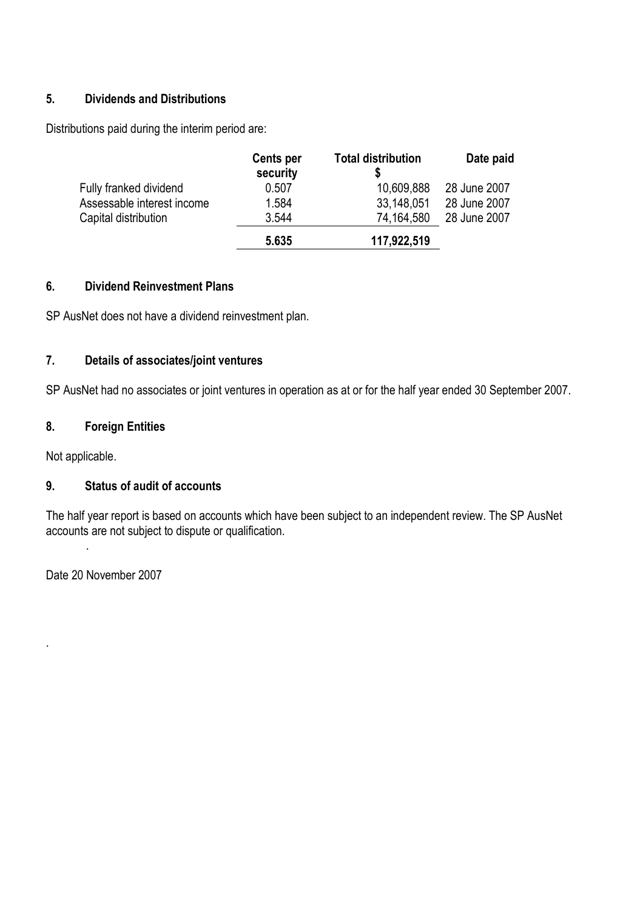## 5. Dividends and Distributions

Distributions paid during the interim period are:

| | Cents per security | Total distribution $ | Date paid |
|---|---|---|---|
| Fully franked dividend | 0.507 | 10,609,888 | 28 June 2007 |
| Assessable interest income | 1.584 | 33,148,051 | 28 June 2007 |
| Capital distribution | 3.544 | 74,164,580 | 28 June 2007 |
| | **5.635** | **117,922,519** | |

## 6. Dividend Reinvestment Plans

SP AusNet does not have a dividend reinvestment plan.

## 7. Details of associates/joint ventures

SP AusNet had no associates or joint ventures in operation as at or for the half year ended 30 September 2007.

## 8. Foreign Entities

Not applicable.

## 9. Status of audit of accounts

The half year report is based on accounts which have been subject to an independent review. The SP AusNet accounts are not subject to dispute or qualification.

Date 20 November 2007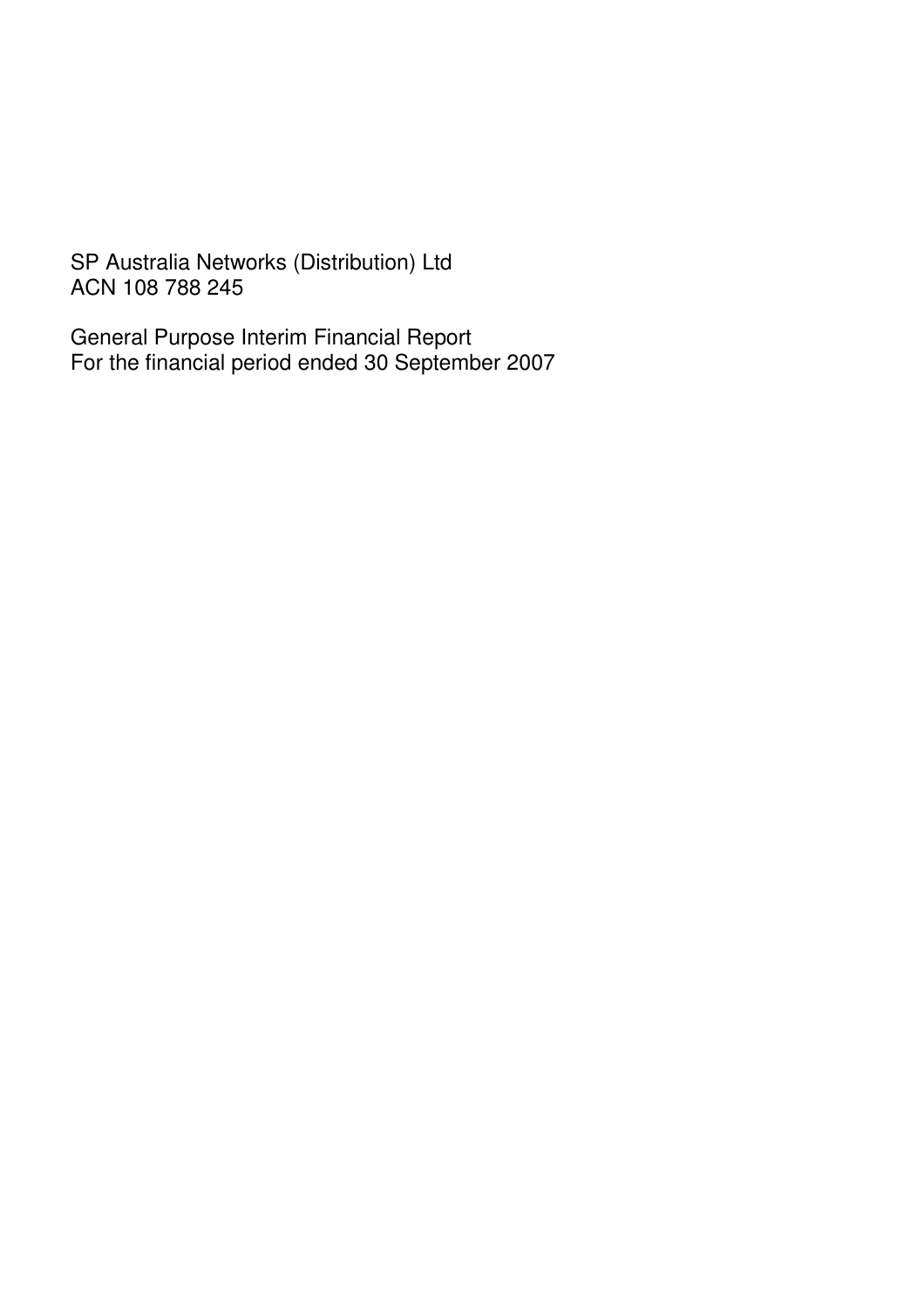SP Australia Networks (Distribution) Ltd
ACN 108 788 245

General Purpose Interim Financial Report
For the financial period ended 30 September 2007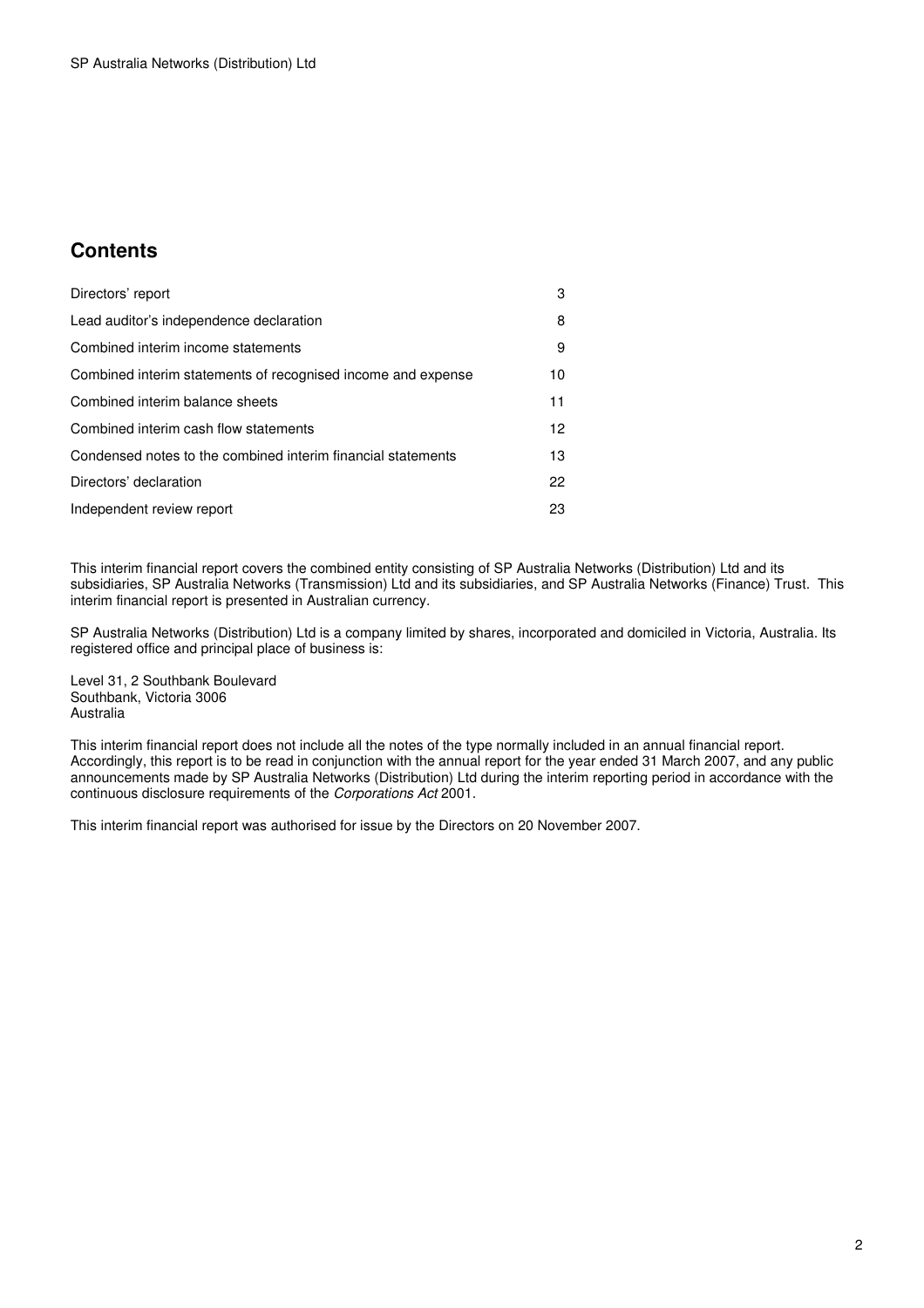## Contents

| | |
|---|---|
| Directors' report | 3 |
| Lead auditor's independence declaration | 8 |
| Combined interim income statements | 9 |
| Combined interim statements of recognised income and expense | 10 |
| Combined interim balance sheets | 11 |
| Combined interim cash flow statements | 12 |
| Condensed notes to the combined interim financial statements | 13 |
| Directors' declaration | 22 |
| Independent review report | 23 |

This interim financial report covers the combined entity consisting of SP Australia Networks (Distribution) Ltd and its subsidiaries, SP Australia Networks (Transmission) Ltd and its subsidiaries, and SP Australia Networks (Finance) Trust. This interim financial report is presented in Australian currency.

SP Australia Networks (Distribution) Ltd is a company limited by shares, incorporated and domiciled in Victoria, Australia. Its registered office and principal place of business is:

Level 31, 2 Southbank Boulevard
Southbank, Victoria 3006
Australia

This interim financial report does not include all the notes of the type normally included in an annual financial report. Accordingly, this report is to be read in conjunction with the annual report for the year ended 31 March 2007, and any public announcements made by SP Australia Networks (Distribution) Ltd during the interim reporting period in accordance with the continuous disclosure requirements of the *Corporations Act* 2001.

This interim financial report was authorised for issue by the Directors on 20 November 2007.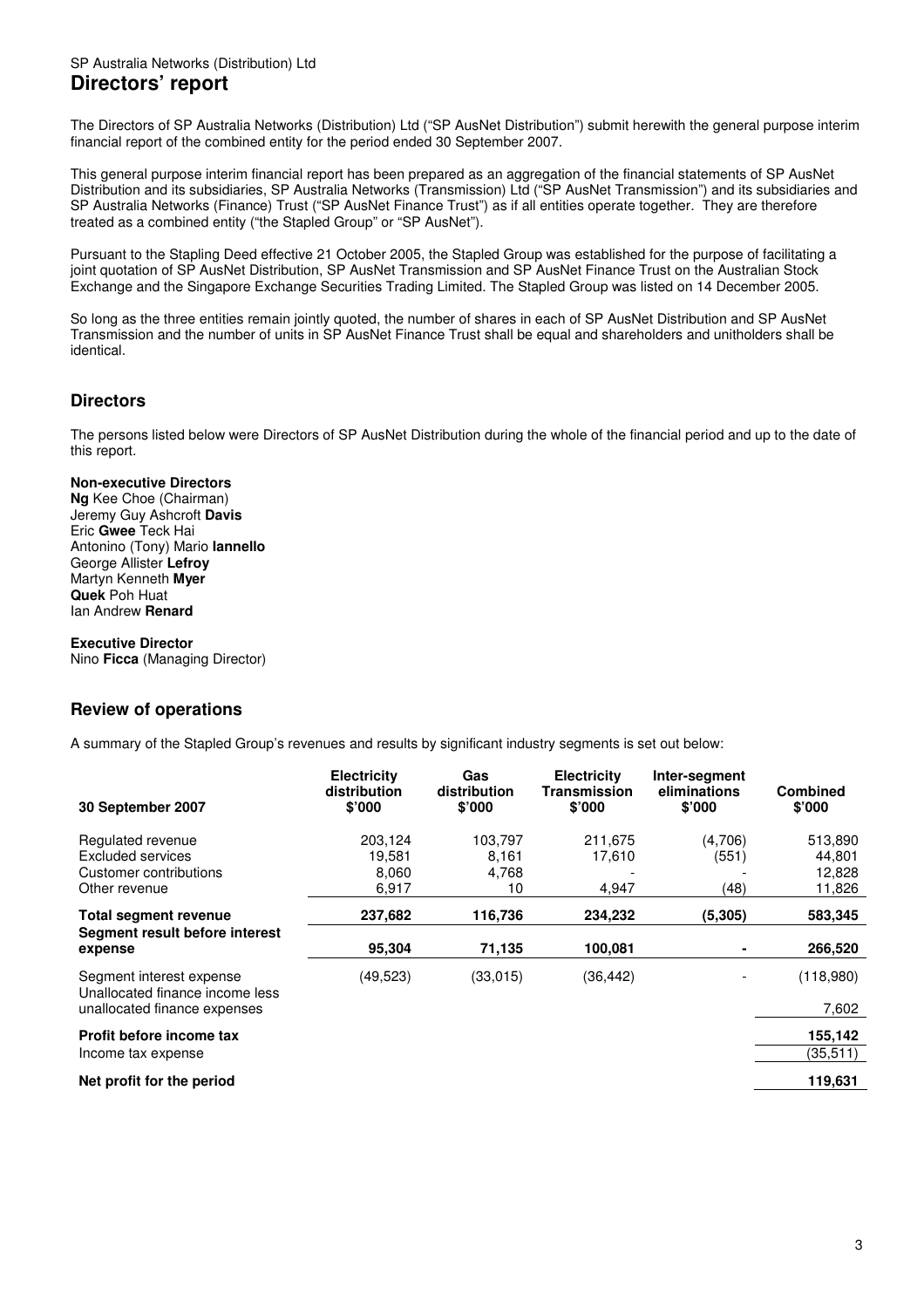SP Australia Networks (Distribution) Ltd

# Directors' report

The Directors of SP Australia Networks (Distribution) Ltd ("SP AusNet Distribution") submit herewith the general purpose interim financial report of the combined entity for the period ended 30 September 2007.

This general purpose interim financial report has been prepared as an aggregation of the financial statements of SP AusNet Distribution and its subsidiaries, SP Australia Networks (Transmission) Ltd ("SP AusNet Transmission") and its subsidiaries and SP Australia Networks (Finance) Trust ("SP AusNet Finance Trust") as if all entities operate together. They are therefore treated as a combined entity ("the Stapled Group" or "SP AusNet").

Pursuant to the Stapling Deed effective 21 October 2005, the Stapled Group was established for the purpose of facilitating a joint quotation of SP AusNet Distribution, SP AusNet Transmission and SP AusNet Finance Trust on the Australian Stock Exchange and the Singapore Exchange Securities Trading Limited. The Stapled Group was listed on 14 December 2005.

So long as the three entities remain jointly quoted, the number of shares in each of SP AusNet Distribution and SP AusNet Transmission and the number of units in SP AusNet Finance Trust shall be equal and shareholders and unitholders shall be identical.

## Directors

The persons listed below were Directors of SP AusNet Distribution during the whole of the financial period and up to the date of this report.

**Non-executive Directors**
**Ng** Kee Choe (Chairman)
Jeremy Guy Ashcroft **Davis**
Eric **Gwee** Teck Hai
Antonino (Tony) Mario **Iannello**
George Allister **Lefroy**
Martyn Kenneth **Myer**
**Quek** Poh Huat
Ian Andrew **Renard**

**Executive Director**
Nino **Ficca** (Managing Director)

## Review of operations

A summary of the Stapled Group's revenues and results by significant industry segments is set out below:

| 30 September 2007 | Electricity distribution $'000 | Gas distribution $'000 | Electricity Transmission $'000 | Inter-segment eliminations $'000 | Combined $'000 |
|---|---|---|---|---|---|
| Regulated revenue | 203,124 | 103,797 | 211,675 | (4,706) | 513,890 |
| Excluded services | 19,581 | 8,161 | 17,610 | (551) | 44,801 |
| Customer contributions | 8,060 | 4,768 | - | - | 12,828 |
| Other revenue | 6,917 | 10 | 4,947 | (48) | 11,826 |
| **Total segment revenue** | **237,682** | **116,736** | **234,232** | **(5,305)** | **583,345** |
| **Segment result before interest expense** | **95,304** | **71,135** | **100,081** | **-** | **266,520** |
| Segment interest expense | (49,523) | (33,015) | (36,442) | - | (118,980) |
| Unallocated finance income less unallocated finance expenses | | | | | 7,602 |
| **Profit before income tax** | | | | | **155,142** |
| Income tax expense | | | | | (35,511) |
| **Net profit for the period** | | | | | **119,631** |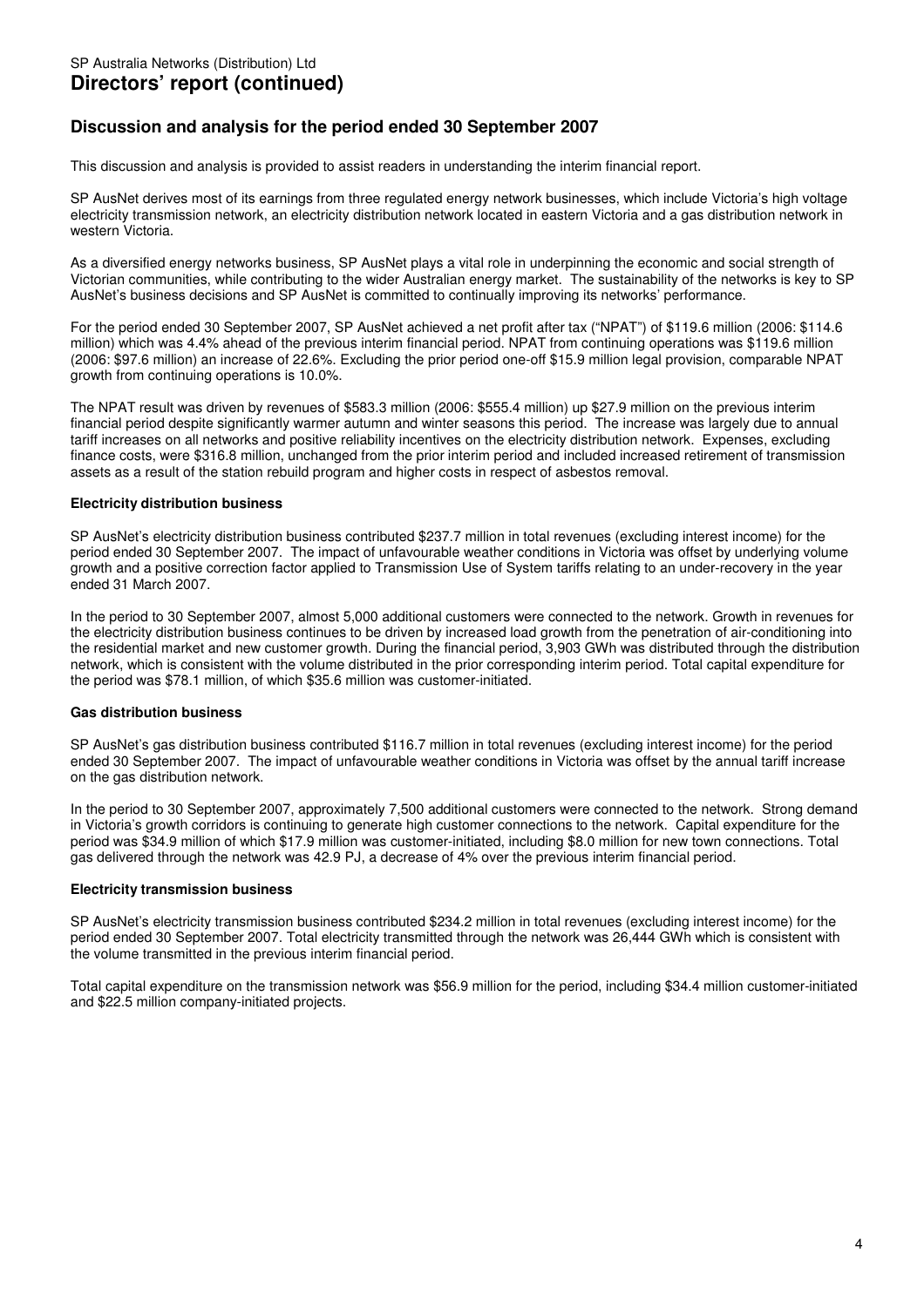SP Australia Networks (Distribution) Ltd

# Directors' report (continued)

## Discussion and analysis for the period ended 30 September 2007

This discussion and analysis is provided to assist readers in understanding the interim financial report.

SP AusNet derives most of its earnings from three regulated energy network businesses, which include Victoria's high voltage electricity transmission network, an electricity distribution network located in eastern Victoria and a gas distribution network in western Victoria.

As a diversified energy networks business, SP AusNet plays a vital role in underpinning the economic and social strength of Victorian communities, while contributing to the wider Australian energy market. The sustainability of the networks is key to SP AusNet's business decisions and SP AusNet is committed to continually improving its networks' performance.

For the period ended 30 September 2007, SP AusNet achieved a net profit after tax ("NPAT") of $119.6 million (2006: $114.6 million) which was 4.4% ahead of the previous interim financial period. NPAT from continuing operations was $119.6 million (2006: $97.6 million) an increase of 22.6%. Excluding the prior period one-off $15.9 million legal provision, comparable NPAT growth from continuing operations is 10.0%.

The NPAT result was driven by revenues of $583.3 million (2006: $555.4 million) up $27.9 million on the previous interim financial period despite significantly warmer autumn and winter seasons this period. The increase was largely due to annual tariff increases on all networks and positive reliability incentives on the electricity distribution network. Expenses, excluding finance costs, were $316.8 million, unchanged from the prior interim period and included increased retirement of transmission assets as a result of the station rebuild program and higher costs in respect of asbestos removal.

### Electricity distribution business

SP AusNet's electricity distribution business contributed $237.7 million in total revenues (excluding interest income) for the period ended 30 September 2007. The impact of unfavourable weather conditions in Victoria was offset by underlying volume growth and a positive correction factor applied to Transmission Use of System tariffs relating to an under-recovery in the year ended 31 March 2007.

In the period to 30 September 2007, almost 5,000 additional customers were connected to the network. Growth in revenues for the electricity distribution business continues to be driven by increased load growth from the penetration of air-conditioning into the residential market and new customer growth. During the financial period, 3,903 GWh was distributed through the distribution network, which is consistent with the volume distributed in the prior corresponding interim period. Total capital expenditure for the period was $78.1 million, of which $35.6 million was customer-initiated.

### Gas distribution business

SP AusNet's gas distribution business contributed $116.7 million in total revenues (excluding interest income) for the period ended 30 September 2007. The impact of unfavourable weather conditions in Victoria was offset by the annual tariff increase on the gas distribution network.

In the period to 30 September 2007, approximately 7,500 additional customers were connected to the network. Strong demand in Victoria's growth corridors is continuing to generate high customer connections to the network. Capital expenditure for the period was $34.9 million of which $17.9 million was customer-initiated, including $8.0 million for new town connections. Total gas delivered through the network was 42.9 PJ, a decrease of 4% over the previous interim financial period.

### Electricity transmission business

SP AusNet's electricity transmission business contributed $234.2 million in total revenues (excluding interest income) for the period ended 30 September 2007. Total electricity transmitted through the network was 26,444 GWh which is consistent with the volume transmitted in the previous interim financial period.

Total capital expenditure on the transmission network was $56.9 million for the period, including $34.4 million customer-initiated and $22.5 million company-initiated projects.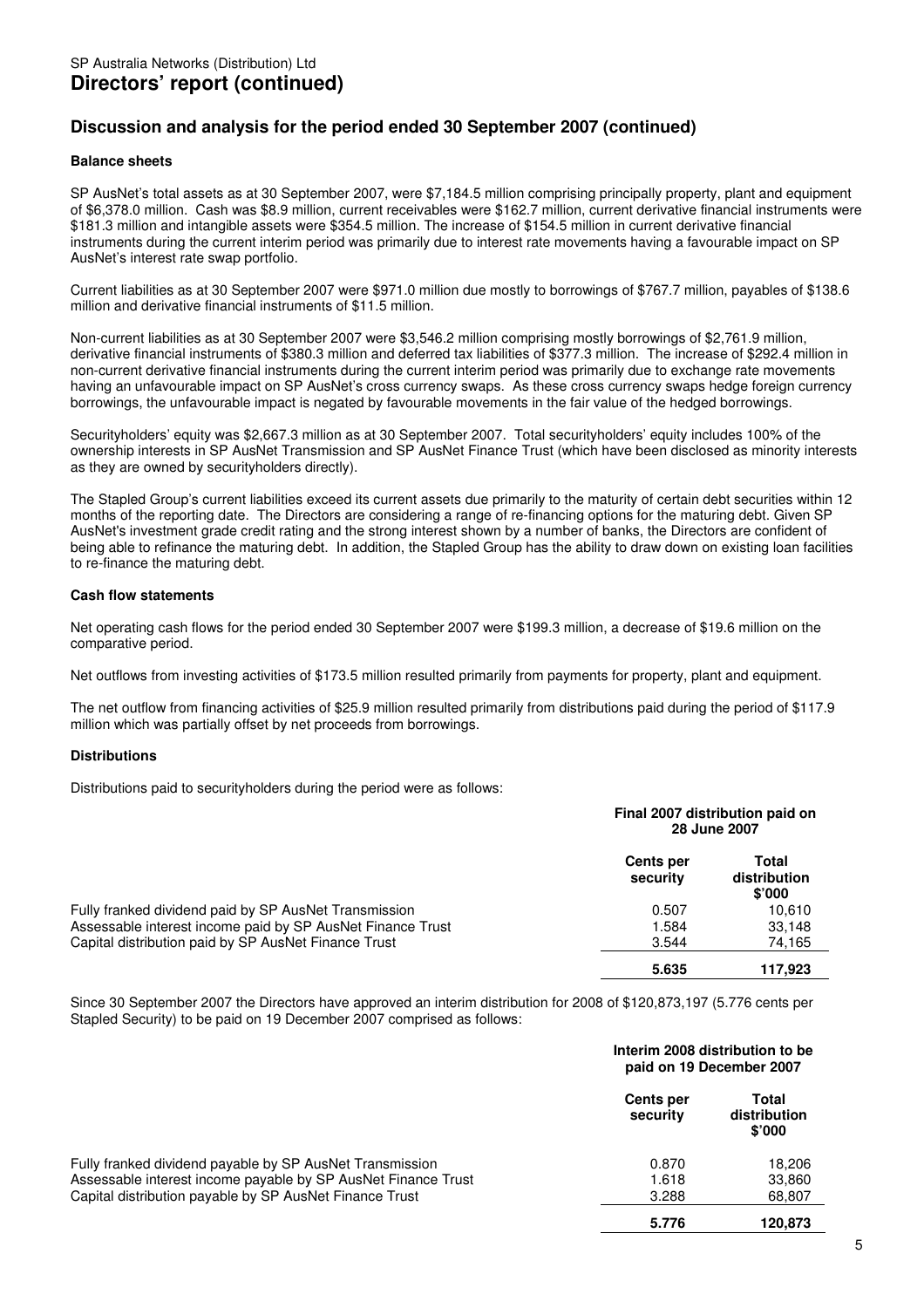SP Australia Networks (Distribution) Ltd

# Directors' report (continued)

## Discussion and analysis for the period ended 30 September 2007 (continued)

### Balance sheets

SP AusNet's total assets as at 30 September 2007, were $7,184.5 million comprising principally property, plant and equipment of $6,378.0 million. Cash was $8.9 million, current receivables were $162.7 million, current derivative financial instruments were $181.3 million and intangible assets were $354.5 million. The increase of $154.5 million in current derivative financial instruments during the current interim period was primarily due to interest rate movements having a favourable impact on SP AusNet's interest rate swap portfolio.

Current liabilities as at 30 September 2007 were $971.0 million due mostly to borrowings of $767.7 million, payables of $138.6 million and derivative financial instruments of $11.5 million.

Non-current liabilities as at 30 September 2007 were $3,546.2 million comprising mostly borrowings of $2,761.9 million, derivative financial instruments of $380.3 million and deferred tax liabilities of $377.3 million. The increase of $292.4 million in non-current derivative financial instruments during the current interim period was primarily due to exchange rate movements having an unfavourable impact on SP AusNet's cross currency swaps. As these cross currency swaps hedge foreign currency borrowings, the unfavourable impact is negated by favourable movements in the fair value of the hedged borrowings.

Securityholders' equity was $2,667.3 million as at 30 September 2007. Total securityholders' equity includes 100% of the ownership interests in SP AusNet Transmission and SP AusNet Finance Trust (which have been disclosed as minority interests as they are owned by securityholders directly).

The Stapled Group's current liabilities exceed its current assets due primarily to the maturity of certain debt securities within 12 months of the reporting date. The Directors are considering a range of re-financing options for the maturing debt. Given SP AusNet's investment grade credit rating and the strong interest shown by a number of banks, the Directors are confident of being able to refinance the maturing debt. In addition, the Stapled Group has the ability to draw down on existing loan facilities to re-finance the maturing debt.

### Cash flow statements

Net operating cash flows for the period ended 30 September 2007 were $199.3 million, a decrease of $19.6 million on the comparative period.

Net outflows from investing activities of $173.5 million resulted primarily from payments for property, plant and equipment.

The net outflow from financing activities of $25.9 million resulted primarily from distributions paid during the period of $117.9 million which was partially offset by net proceeds from borrowings.

### Distributions

Distributions paid to securityholders during the period were as follows:

| | Final 2007 distribution paid on 28 June 2007 | |
|---|---|---|
| | **Cents per security** | **Total distribution $'000** |
| Fully franked dividend paid by SP AusNet Transmission | 0.507 | 10,610 |
| Assessable interest income paid by SP AusNet Finance Trust | 1.584 | 33,148 |
| Capital distribution paid by SP AusNet Finance Trust | 3.544 | 74,165 |
| | **5.635** | **117,923** |

Since 30 September 2007 the Directors have approved an interim distribution for 2008 of $120,873,197 (5.776 cents per Stapled Security) to be paid on 19 December 2007 comprised as follows:

| | Interim 2008 distribution to be paid on 19 December 2007 | |
|---|---|---|
| | **Cents per security** | **Total distribution $'000** |
| Fully franked dividend payable by SP AusNet Transmission | 0.870 | 18,206 |
| Assessable interest income payable by SP AusNet Finance Trust | 1.618 | 33,860 |
| Capital distribution payable by SP AusNet Finance Trust | 3.288 | 68,807 |
| | **5.776** | **120,873** |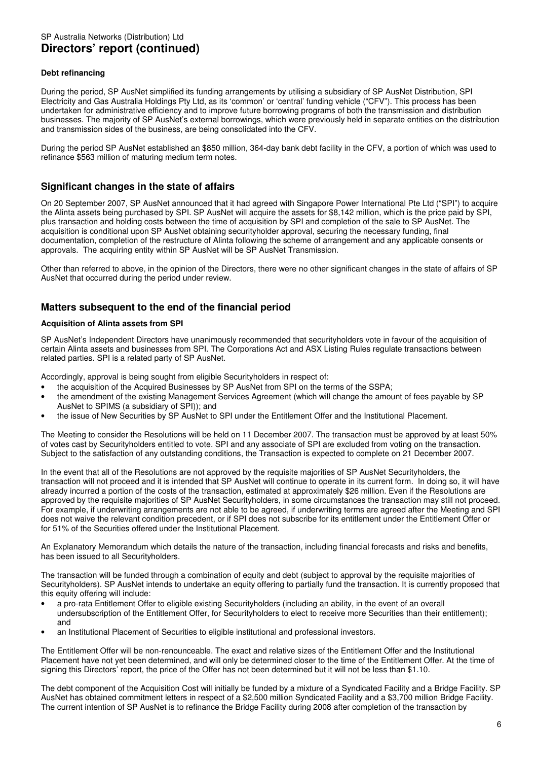SP Australia Networks (Distribution) Ltd

# Directors' report (continued)

**Debt refinancing**

During the period, SP AusNet simplified its funding arrangements by utilising a subsidiary of SP AusNet Distribution, SPI Electricity and Gas Australia Holdings Pty Ltd, as its 'common' or 'central' funding vehicle ("CFV"). This process has been undertaken for administrative efficiency and to improve future borrowing programs of both the transmission and distribution businesses. The majority of SP AusNet's external borrowings, which were previously held in separate entities on the distribution and transmission sides of the business, are being consolidated into the CFV.

During the period SP AusNet established an $850 million, 364-day bank debt facility in the CFV, a portion of which was used to refinance $563 million of maturing medium term notes.

## Significant changes in the state of affairs

On 20 September 2007, SP AusNet announced that it had agreed with Singapore Power International Pte Ltd ("SPI") to acquire the Alinta assets being purchased by SPI. SP AusNet will acquire the assets for $8,142 million, which is the price paid by SPI, plus transaction and holding costs between the time of acquisition by SPI and completion of the sale to SP AusNet. The acquisition is conditional upon SP AusNet obtaining securityholder approval, securing the necessary funding, final documentation, completion of the restructure of Alinta following the scheme of arrangement and any applicable consents or approvals. The acquiring entity within SP AusNet will be SP AusNet Transmission.

Other than referred to above, in the opinion of the Directors, there were no other significant changes in the state of affairs of SP AusNet that occurred during the period under review.

## Matters subsequent to the end of the financial period

**Acquisition of Alinta assets from SPI**

SP AusNet's Independent Directors have unanimously recommended that securityholders vote in favour of the acquisition of certain Alinta assets and businesses from SPI. The Corporations Act and ASX Listing Rules regulate transactions between related parties. SPI is a related party of SP AusNet.

Accordingly, approval is being sought from eligible Securityholders in respect of:

- the acquisition of the Acquired Businesses by SP AusNet from SPI on the terms of the SSPA;
- the amendment of the existing Management Services Agreement (which will change the amount of fees payable by SP AusNet to SPIMS (a subsidiary of SPI)); and
- the issue of New Securities by SP AusNet to SPI under the Entitlement Offer and the Institutional Placement.

The Meeting to consider the Resolutions will be held on 11 December 2007. The transaction must be approved by at least 50% of votes cast by Securityholders entitled to vote. SPI and any associate of SPI are excluded from voting on the transaction. Subject to the satisfaction of any outstanding conditions, the Transaction is expected to complete on 21 December 2007.

In the event that all of the Resolutions are not approved by the requisite majorities of SP AusNet Securityholders, the transaction will not proceed and it is intended that SP AusNet will continue to operate in its current form. In doing so, it will have already incurred a portion of the costs of the transaction, estimated at approximately $26 million. Even if the Resolutions are approved by the requisite majorities of SP AusNet Securityholders, in some circumstances the transaction may still not proceed. For example, if underwriting arrangements are not able to be agreed, if underwriting terms are agreed after the Meeting and SPI does not waive the relevant condition precedent, or if SPI does not subscribe for its entitlement under the Entitlement Offer or for 51% of the Securities offered under the Institutional Placement.

An Explanatory Memorandum which details the nature of the transaction, including financial forecasts and risks and benefits, has been issued to all Securityholders.

The transaction will be funded through a combination of equity and debt (subject to approval by the requisite majorities of Securityholders). SP AusNet intends to undertake an equity offering to partially fund the transaction. It is currently proposed that this equity offering will include:

- a pro-rata Entitlement Offer to eligible existing Securityholders (including an ability, in the event of an overall undersubscription of the Entitlement Offer, for Securityholders to elect to receive more Securities than their entitlement); and
- an Institutional Placement of Securities to eligible institutional and professional investors.

The Entitlement Offer will be non-renounceable. The exact and relative sizes of the Entitlement Offer and the Institutional Placement have not yet been determined, and will only be determined closer to the time of the Entitlement Offer. At the time of signing this Directors' report, the price of the Offer has not been determined but it will not be less than $1.10.

The debt component of the Acquisition Cost will initially be funded by a mixture of a Syndicated Facility and a Bridge Facility. SP AusNet has obtained commitment letters in respect of a $2,500 million Syndicated Facility and a $3,700 million Bridge Facility. The current intention of SP AusNet is to refinance the Bridge Facility during 2008 after completion of the transaction by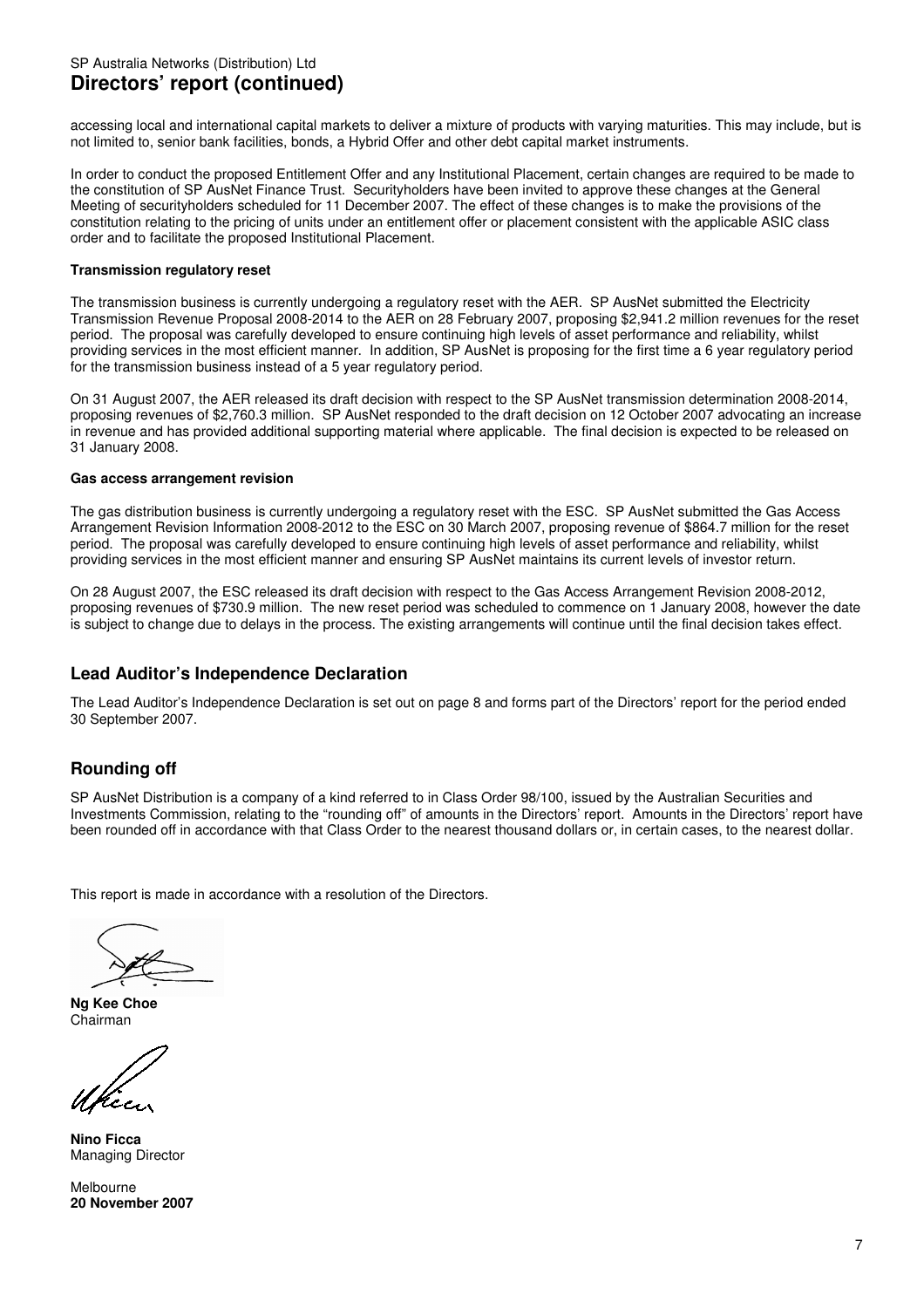accessing local and international capital markets to deliver a mixture of products with varying maturities. This may include, but is not limited to, senior bank facilities, bonds, a Hybrid Offer and other debt capital market instruments.

In order to conduct the proposed Entitlement Offer and any Institutional Placement, certain changes are required to be made to the constitution of SP AusNet Finance Trust. Securityholders have been invited to approve these changes at the General Meeting of securityholders scheduled for 11 December 2007. The effect of these changes is to make the provisions of the constitution relating to the pricing of units under an entitlement offer or placement consistent with the applicable ASIC class order and to facilitate the proposed Institutional Placement.

**Transmission regulatory reset**

The transmission business is currently undergoing a regulatory reset with the AER. SP AusNet submitted the Electricity Transmission Revenue Proposal 2008-2014 to the AER on 28 February 2007, proposing $2,941.2 million revenues for the reset period. The proposal was carefully developed to ensure continuing high levels of asset performance and reliability, whilst providing services in the most efficient manner. In addition, SP AusNet is proposing for the first time a 6 year regulatory period for the transmission business instead of a 5 year regulatory period.

On 31 August 2007, the AER released its draft decision with respect to the SP AusNet transmission determination 2008-2014, proposing revenues of $2,760.3 million. SP AusNet responded to the draft decision on 12 October 2007 advocating an increase in revenue and has provided additional supporting material where applicable. The final decision is expected to be released on 31 January 2008.

**Gas access arrangement revision**

The gas distribution business is currently undergoing a regulatory reset with the ESC. SP AusNet submitted the Gas Access Arrangement Revision Information 2008-2012 to the ESC on 30 March 2007, proposing revenue of $864.7 million for the reset period. The proposal was carefully developed to ensure continuing high levels of asset performance and reliability, whilst providing services in the most efficient manner and ensuring SP AusNet maintains its current levels of investor return.

On 28 August 2007, the ESC released its draft decision with respect to the Gas Access Arrangement Revision 2008-2012, proposing revenues of $730.9 million. The new reset period was scheduled to commence on 1 January 2008, however the date is subject to change due to delays in the process. The existing arrangements will continue until the final decision takes effect.

## Lead Auditor's Independence Declaration

The Lead Auditor's Independence Declaration is set out on page 8 and forms part of the Directors' report for the period ended 30 September 2007.

## Rounding off

SP AusNet Distribution is a company of a kind referred to in Class Order 98/100, issued by the Australian Securities and Investments Commission, relating to the "rounding off" of amounts in the Directors' report. Amounts in the Directors' report have been rounded off in accordance with that Class Order to the nearest thousand dollars or, in certain cases, to the nearest dollar.

This report is made in accordance with a resolution of the Directors.

**Ng Kee Choe**
Chairman

**Nino Ficca**
Managing Director

Melbourne
**20 November 2007**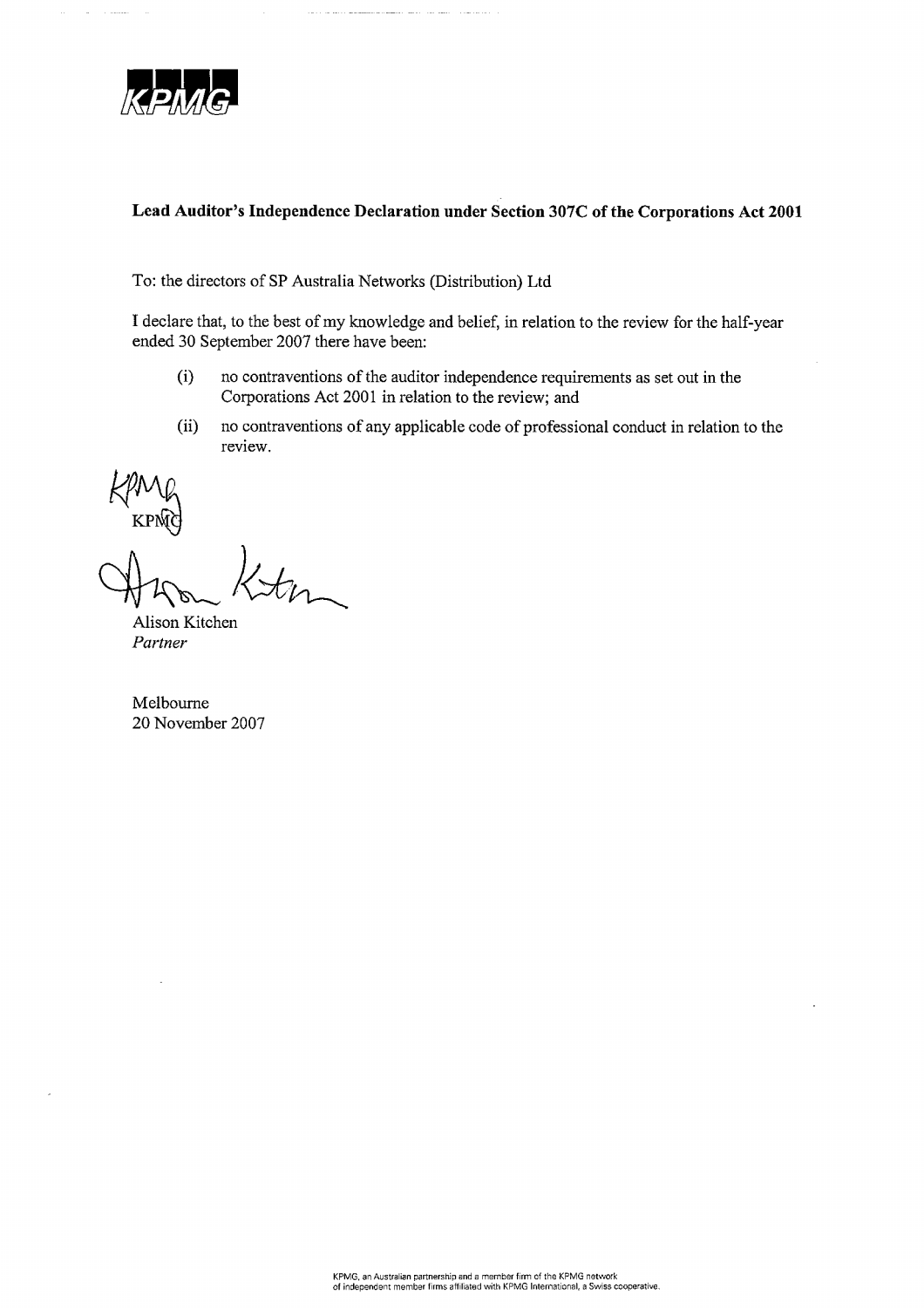KPMG

**Lead Auditor's Independence Declaration under Section 307C of the Corporations Act 2001**

To: the directors of SP Australia Networks (Distribution) Ltd

I declare that, to the best of my knowledge and belief, in relation to the review for the half-year ended 30 September 2007 there have been:

(i) no contraventions of the auditor independence requirements as set out in the Corporations Act 2001 in relation to the review; and

(ii) no contraventions of any applicable code of professional conduct in relation to the review.

KPMG

Alison Kitchen
*Partner*

Melbourne
20 November 2007

KPMG, an Australian partnership and a member firm of the KPMG network of independent member firms affiliated with KPMG International, a Swiss cooperative.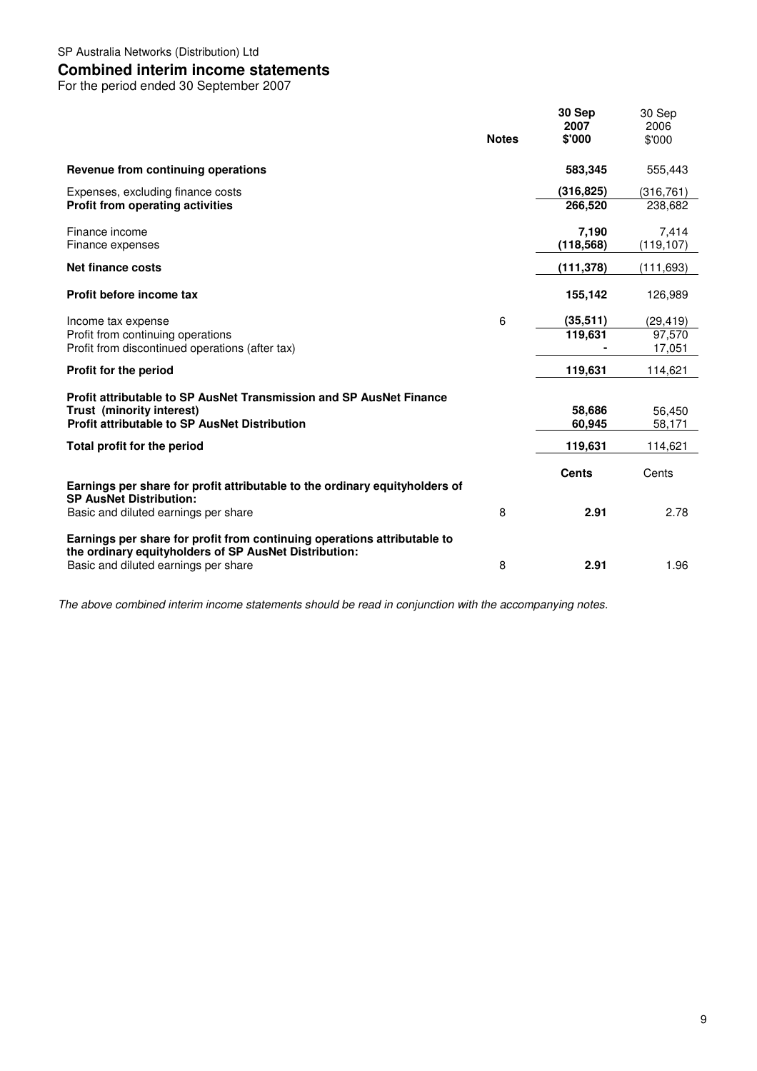SP Australia Networks (Distribution) Ltd

# Combined interim income statements

For the period ended 30 September 2007

| | Notes | 30 Sep 2007 $'000 | 30 Sep 2006 $'000 |
|---|---|---|---|
| **Revenue from continuing operations** | | **583,345** | 555,443 |
| Expenses, excluding finance costs | | **(316,825)** | (316,761) |
| **Profit from operating activities** | | **266,520** | 238,682 |
| Finance income | | **7,190** | 7,414 |
| Finance expenses | | **(118,568)** | (119,107) |
| **Net finance costs** | | **(111,378)** | (111,693) |
| **Profit before income tax** | | **155,142** | 126,989 |
| Income tax expense | 6 | **(35,511)** | (29,419) |
| Profit from continuing operations | | **119,631** | 97,570 |
| Profit from discontinued operations (after tax) | | **-** | 17,051 |
| **Profit for the period** | | **119,631** | 114,621 |
| **Profit attributable to SP AusNet Transmission and SP AusNet Finance Trust (minority interest)** | | **58,686** | 56,450 |
| **Profit attributable to SP AusNet Distribution** | | **60,945** | 58,171 |
| **Total profit for the period** | | **119,631** | 114,621 |
| | | **Cents** | Cents |
| **Earnings per share for profit attributable to the ordinary equityholders of SP AusNet Distribution:** | | | |
| Basic and diluted earnings per share | 8 | **2.91** | 2.78 |
| **Earnings per share for profit from continuing operations attributable to the ordinary equityholders of SP AusNet Distribution:** | | | |
| Basic and diluted earnings per share | 8 | **2.91** | 1.96 |

*The above combined interim income statements should be read in conjunction with the accompanying notes.*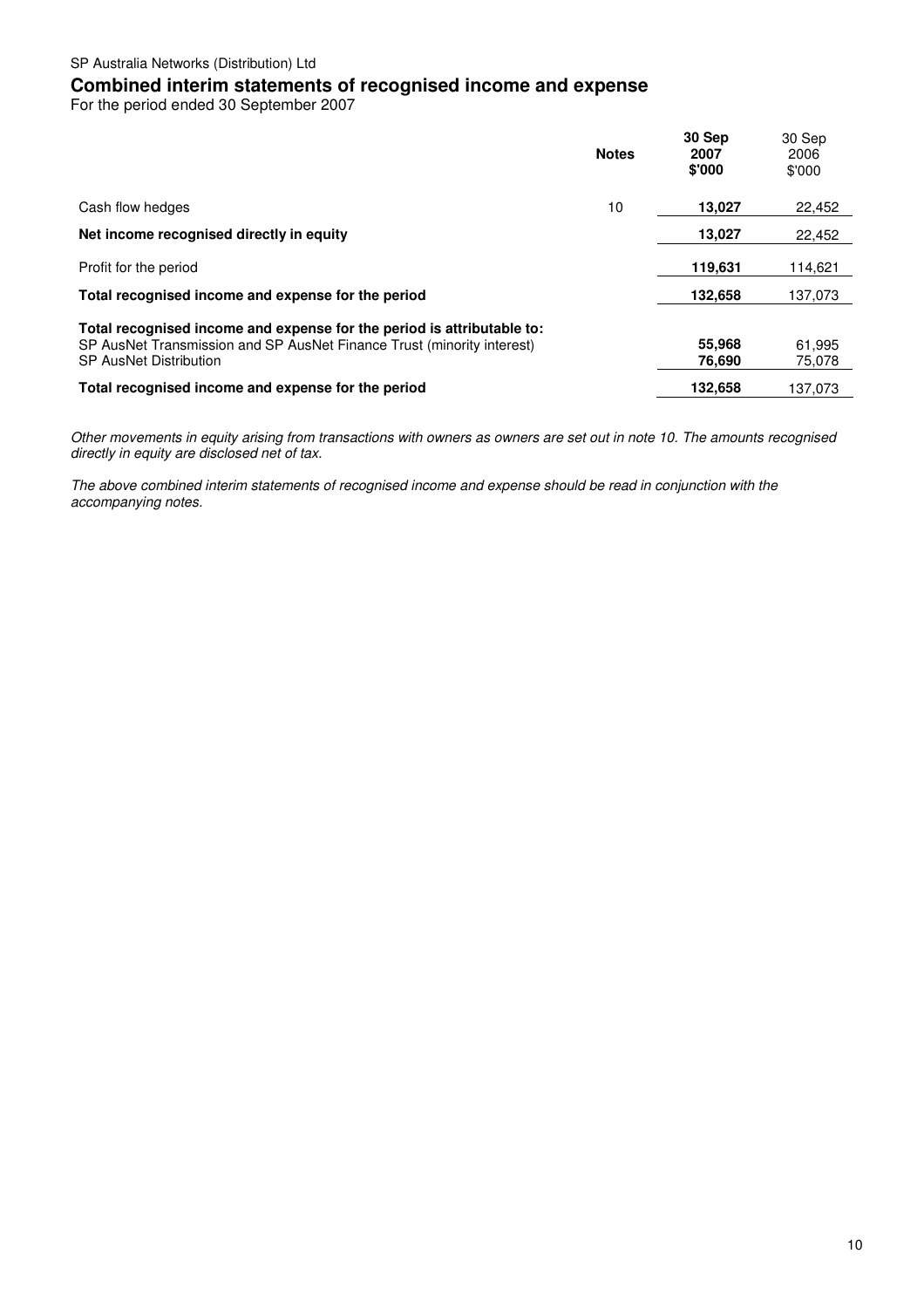SP Australia Networks (Distribution) Ltd

# Combined interim statements of recognised income and expense

For the period ended 30 September 2007

| | Notes | **30 Sep 2007 \$'000** | 30 Sep 2006 \$'000 |
|---|---|---|---|
| Cash flow hedges | 10 | **13,027** | 22,452 |
| **Net income recognised directly in equity** | | **13,027** | 22,452 |
| Profit for the period | | **119,631** | 114,621 |
| **Total recognised income and expense for the period** | | **132,658** | 137,073 |
| **Total recognised income and expense for the period is attributable to:** | | | |
| SP AusNet Transmission and SP AusNet Finance Trust (minority interest) | | **55,968** | 61,995 |
| SP AusNet Distribution | | **76,690** | 75,078 |
| **Total recognised income and expense for the period** | | **132,658** | 137,073 |

*Other movements in equity arising from transactions with owners as owners are set out in note 10. The amounts recognised directly in equity are disclosed net of tax.*

*The above combined interim statements of recognised income and expense should be read in conjunction with the accompanying notes.*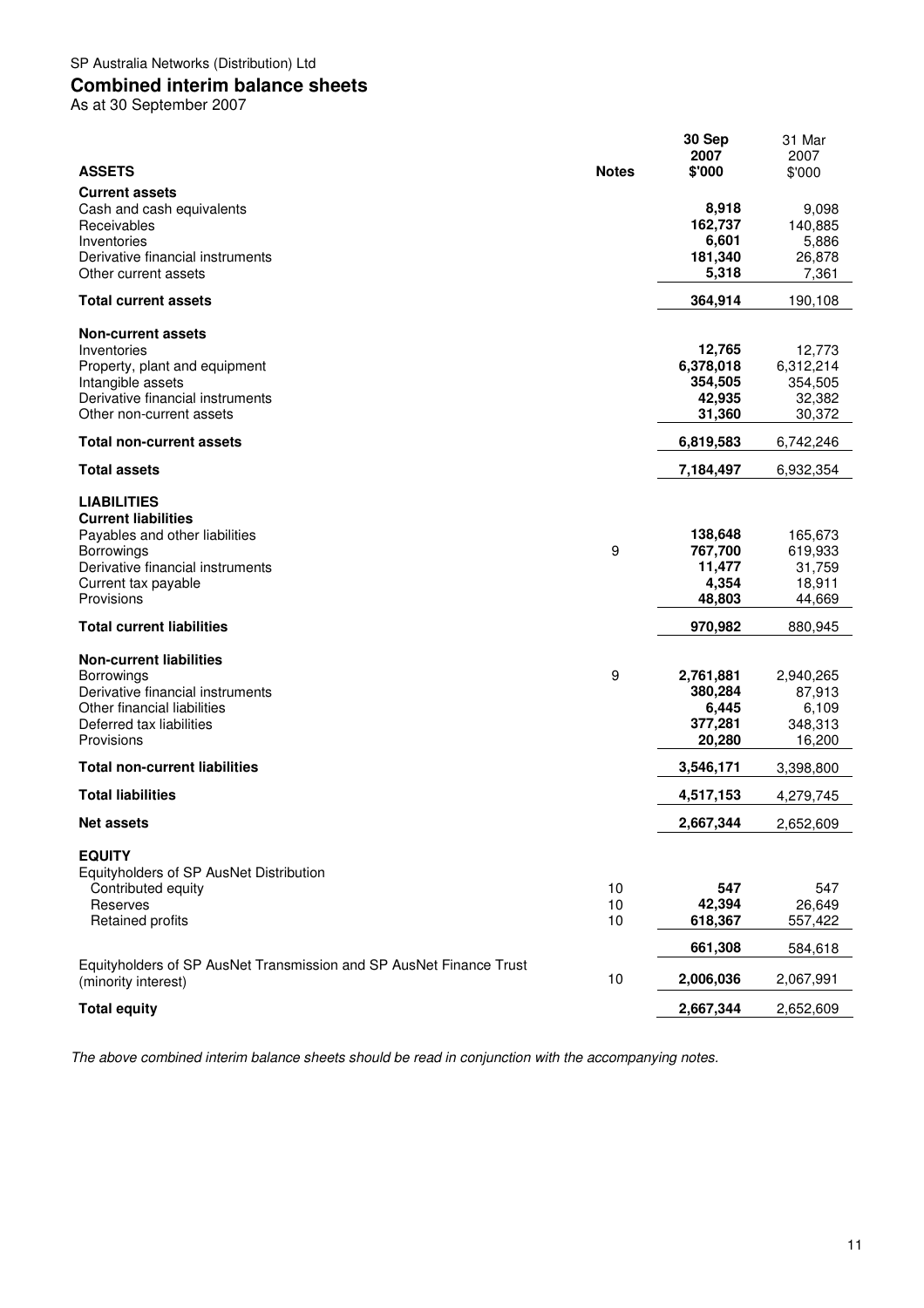SP Australia Networks (Distribution) Ltd

# Combined interim balance sheets

As at 30 September 2007

| ASSETS | Notes | 30 Sep 2007 $'000 | 31 Mar 2007 $'000 |
|---|---|---|---|
| **Current assets** | | | |
| Cash and cash equivalents | | **8,918** | 9,098 |
| Receivables | | **162,737** | 140,885 |
| Inventories | | **6,601** | 5,886 |
| Derivative financial instruments | | **181,340** | 26,878 |
| Other current assets | | **5,318** | 7,361 |
| **Total current assets** | | **364,914** | 190,108 |
| **Non-current assets** | | | |
| Inventories | | **12,765** | 12,773 |
| Property, plant and equipment | | **6,378,018** | 6,312,214 |
| Intangible assets | | **354,505** | 354,505 |
| Derivative financial instruments | | **42,935** | 32,382 |
| Other non-current assets | | **31,360** | 30,372 |
| **Total non-current assets** | | **6,819,583** | 6,742,246 |
| **Total assets** | | **7,184,497** | 6,932,354 |
| **LIABILITIES** | | | |
| **Current liabilities** | | | |
| Payables and other liabilities | | **138,648** | 165,673 |
| Borrowings | 9 | **767,700** | 619,933 |
| Derivative financial instruments | | **11,477** | 31,759 |
| Current tax payable | | **4,354** | 18,911 |
| Provisions | | **48,803** | 44,669 |
| **Total current liabilities** | | **970,982** | 880,945 |
| **Non-current liabilities** | | | |
| Borrowings | 9 | **2,761,881** | 2,940,265 |
| Derivative financial instruments | | **380,284** | 87,913 |
| Other financial liabilities | | **6,445** | 6,109 |
| Deferred tax liabilities | | **377,281** | 348,313 |
| Provisions | | **20,280** | 16,200 |
| **Total non-current liabilities** | | **3,546,171** | 3,398,800 |
| **Total liabilities** | | **4,517,153** | 4,279,745 |
| **Net assets** | | **2,667,344** | 2,652,609 |
| **EQUITY** | | | |
| Equityholders of SP AusNet Distribution | | | |
| Contributed equity | 10 | **547** | 547 |
| Reserves | 10 | **42,394** | 26,649 |
| Retained profits | 10 | **618,367** | 557,422 |
| | | **661,308** | 584,618 |
| Equityholders of SP AusNet Transmission and SP AusNet Finance Trust (minority interest) | 10 | **2,006,036** | 2,067,991 |
| **Total equity** | | **2,667,344** | 2,652,609 |

*The above combined interim balance sheets should be read in conjunction with the accompanying notes.*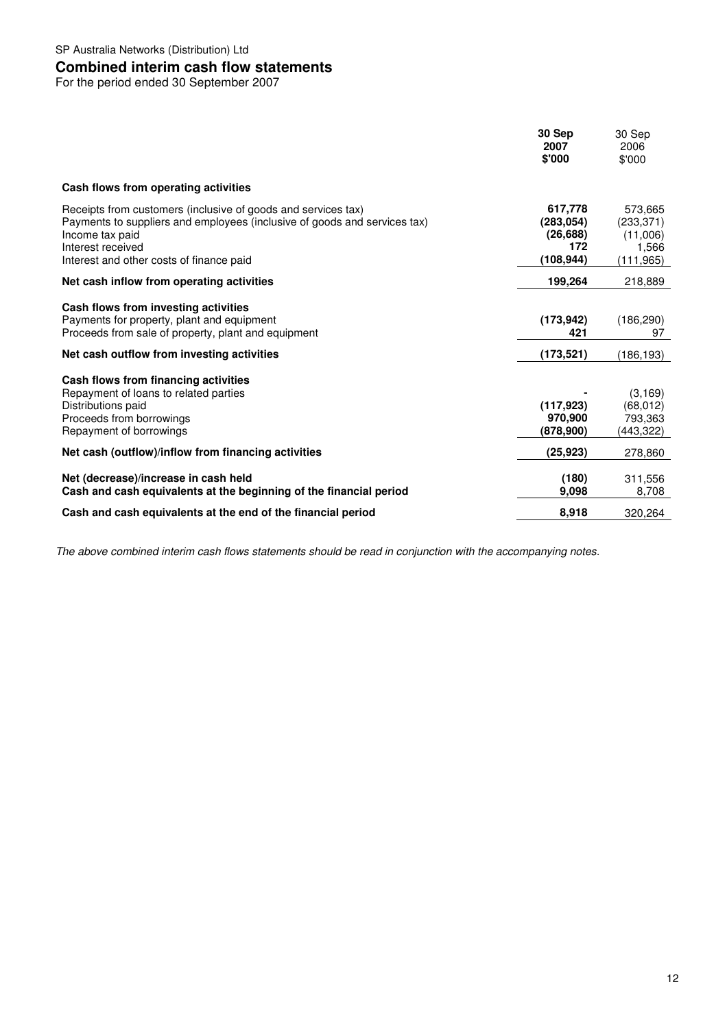SP Australia Networks (Distribution) Ltd

# Combined interim cash flow statements

For the period ended 30 September 2007

| | **30 Sep 2007 $'000** | 30 Sep 2006 $'000 |
|---|---|---|
| **Cash flows from operating activities** | | |
| Receipts from customers (inclusive of goods and services tax) | **617,778** | 573,665 |
| Payments to suppliers and employees (inclusive of goods and services tax) | **(283,054)** | (233,371) |
| Income tax paid | **(26,688)** | (11,006) |
| Interest received | **172** | 1,566 |
| Interest and other costs of finance paid | **(108,944)** | (111,965) |
| **Net cash inflow from operating activities** | **199,264** | 218,889 |
| **Cash flows from investing activities** | | |
| Payments for property, plant and equipment | **(173,942)** | (186,290) |
| Proceeds from sale of property, plant and equipment | **421** | 97 |
| **Net cash outflow from investing activities** | **(173,521)** | (186,193) |
| **Cash flows from financing activities** | | |
| Repayment of loans to related parties | **-** | (3,169) |
| Distributions paid | **(117,923)** | (68,012) |
| Proceeds from borrowings | **970,900** | 793,363 |
| Repayment of borrowings | **(878,900)** | (443,322) |
| **Net cash (outflow)/inflow from financing activities** | **(25,923)** | 278,860 |
| **Net (decrease)/increase in cash held** | **(180)** | 311,556 |
| **Cash and cash equivalents at the beginning of the financial period** | **9,098** | 8,708 |
| **Cash and cash equivalents at the end of the financial period** | **8,918** | 320,264 |

*The above combined interim cash flows statements should be read in conjunction with the accompanying notes.*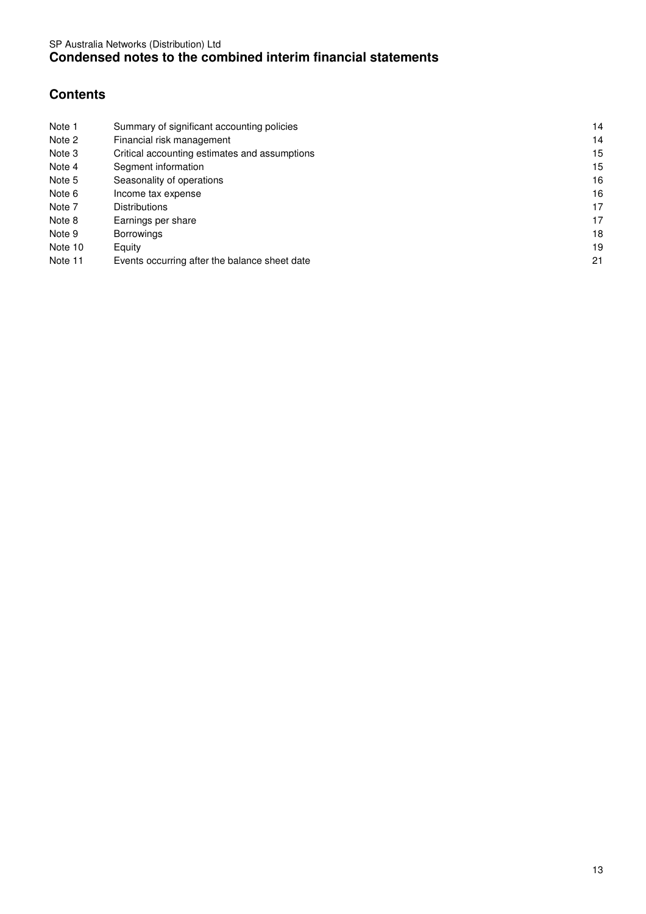SP Australia Networks (Distribution) Ltd

# Condensed notes to the combined interim financial statements

## Contents

| | | |
|---|---|---|
| Note 1 | Summary of significant accounting policies | 14 |
| Note 2 | Financial risk management | 14 |
| Note 3 | Critical accounting estimates and assumptions | 15 |
| Note 4 | Segment information | 15 |
| Note 5 | Seasonality of operations | 16 |
| Note 6 | Income tax expense | 16 |
| Note 7 | Distributions | 17 |
| Note 8 | Earnings per share | 17 |
| Note 9 | Borrowings | 18 |
| Note 10 | Equity | 19 |
| Note 11 | Events occurring after the balance sheet date | 21 |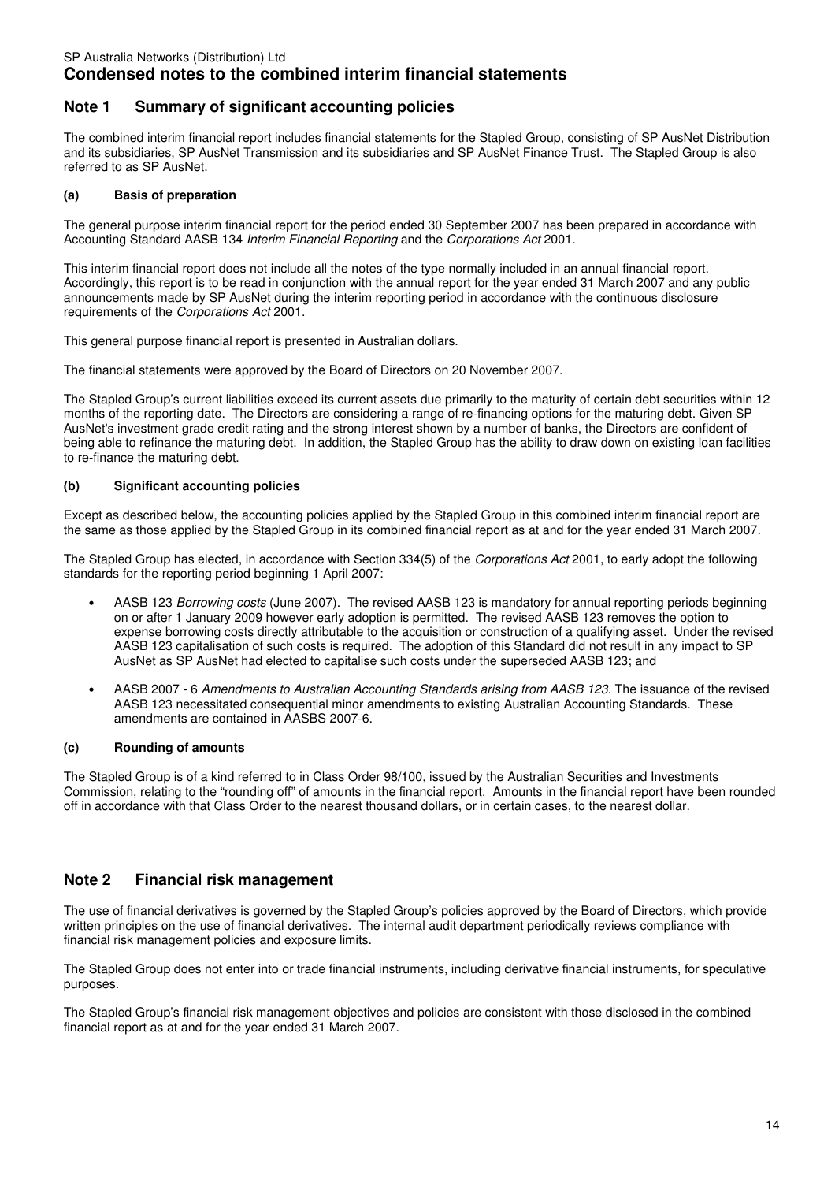SP Australia Networks (Distribution) Ltd

# Condensed notes to the combined interim financial statements

## Note 1 Summary of significant accounting policies

The combined interim financial report includes financial statements for the Stapled Group, consisting of SP AusNet Distribution and its subsidiaries, SP AusNet Transmission and its subsidiaries and SP AusNet Finance Trust. The Stapled Group is also referred to as SP AusNet.

### (a) Basis of preparation

The general purpose interim financial report for the period ended 30 September 2007 has been prepared in accordance with Accounting Standard AASB 134 *Interim Financial Reporting* and the *Corporations Act* 2001.

This interim financial report does not include all the notes of the type normally included in an annual financial report. Accordingly, this report is to be read in conjunction with the annual report for the year ended 31 March 2007 and any public announcements made by SP AusNet during the interim reporting period in accordance with the continuous disclosure requirements of the *Corporations Act* 2001.

This general purpose financial report is presented in Australian dollars.

The financial statements were approved by the Board of Directors on 20 November 2007.

The Stapled Group's current liabilities exceed its current assets due primarily to the maturity of certain debt securities within 12 months of the reporting date. The Directors are considering a range of re-financing options for the maturing debt. Given SP AusNet's investment grade credit rating and the strong interest shown by a number of banks, the Directors are confident of being able to refinance the maturing debt. In addition, the Stapled Group has the ability to draw down on existing loan facilities to re-finance the maturing debt.

### (b) Significant accounting policies

Except as described below, the accounting policies applied by the Stapled Group in this combined interim financial report are the same as those applied by the Stapled Group in its combined financial report as at and for the year ended 31 March 2007.

The Stapled Group has elected, in accordance with Section 334(5) of the *Corporations Act* 2001, to early adopt the following standards for the reporting period beginning 1 April 2007:

- AASB 123 *Borrowing costs* (June 2007). The revised AASB 123 is mandatory for annual reporting periods beginning on or after 1 January 2009 however early adoption is permitted. The revised AASB 123 removes the option to expense borrowing costs directly attributable to the acquisition or construction of a qualifying asset. Under the revised AASB 123 capitalisation of such costs is required. The adoption of this Standard did not result in any impact to SP AusNet as SP AusNet had elected to capitalise such costs under the superseded AASB 123; and

- AASB 2007 - 6 *Amendments to Australian Accounting Standards arising from AASB 123.* The issuance of the revised AASB 123 necessitated consequential minor amendments to existing Australian Accounting Standards. These amendments are contained in AASBS 2007-6.

### (c) Rounding of amounts

The Stapled Group is of a kind referred to in Class Order 98/100, issued by the Australian Securities and Investments Commission, relating to the "rounding off" of amounts in the financial report. Amounts in the financial report have been rounded off in accordance with that Class Order to the nearest thousand dollars, or in certain cases, to the nearest dollar.

## Note 2 Financial risk management

The use of financial derivatives is governed by the Stapled Group's policies approved by the Board of Directors, which provide written principles on the use of financial derivatives. The internal audit department periodically reviews compliance with financial risk management policies and exposure limits.

The Stapled Group does not enter into or trade financial instruments, including derivative financial instruments, for speculative purposes.

The Stapled Group's financial risk management objectives and policies are consistent with those disclosed in the combined financial report as at and for the year ended 31 March 2007.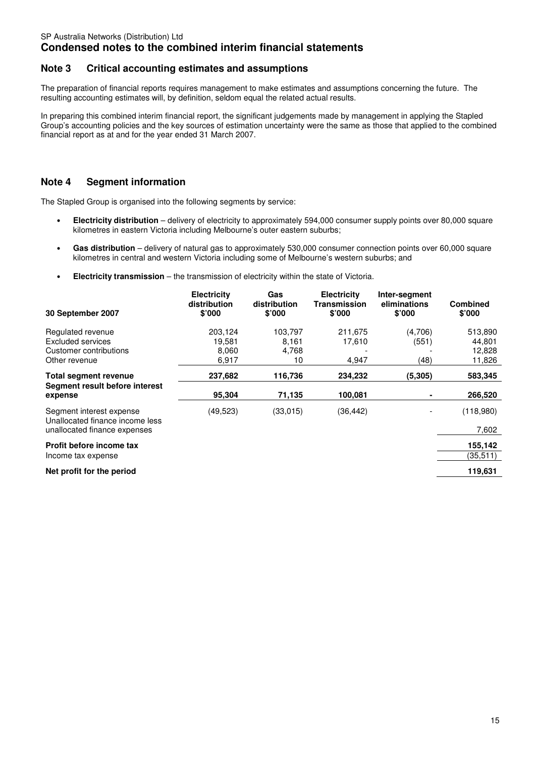SP Australia Networks (Distribution) Ltd

# Condensed notes to the combined interim financial statements

## Note 3 Critical accounting estimates and assumptions

The preparation of financial reports requires management to make estimates and assumptions concerning the future. The resulting accounting estimates will, by definition, seldom equal the related actual results.

In preparing this combined interim financial report, the significant judgements made by management in applying the Stapled Group's accounting policies and the key sources of estimation uncertainty were the same as those that applied to the combined financial report as at and for the year ended 31 March 2007.

## Note 4 Segment information

The Stapled Group is organised into the following segments by service:

- **Electricity distribution** – delivery of electricity to approximately 594,000 consumer supply points over 80,000 square kilometres in eastern Victoria including Melbourne's outer eastern suburbs;
- **Gas distribution** – delivery of natural gas to approximately 530,000 consumer connection points over 60,000 square kilometres in central and western Victoria including some of Melbourne's western suburbs; and
- **Electricity transmission** – the transmission of electricity within the state of Victoria.

| 30 September 2007 | Electricity distribution $'000 | Gas distribution $'000 | Electricity Transmission $'000 | Inter-segment eliminations $'000 | Combined $'000 |
|---|---|---|---|---|---|
| Regulated revenue | 203,124 | 103,797 | 211,675 | (4,706) | 513,890 |
| Excluded services | 19,581 | 8,161 | 17,610 | (551) | 44,801 |
| Customer contributions | 8,060 | 4,768 | - | - | 12,828 |
| Other revenue | 6,917 | 10 | 4,947 | (48) | 11,826 |
| **Total segment revenue** | **237,682** | **116,736** | **234,232** | **(5,305)** | **583,345** |
| **Segment result before interest expense** | **95,304** | **71,135** | **100,081** | **-** | **266,520** |
| Segment interest expense | (49,523) | (33,015) | (36,442) | - | (118,980) |
| Unallocated finance income less unallocated finance expenses | | | | | 7,602 |
| **Profit before income tax** | | | | | **155,142** |
| Income tax expense | | | | | (35,511) |
| **Net profit for the period** | | | | | **119,631** |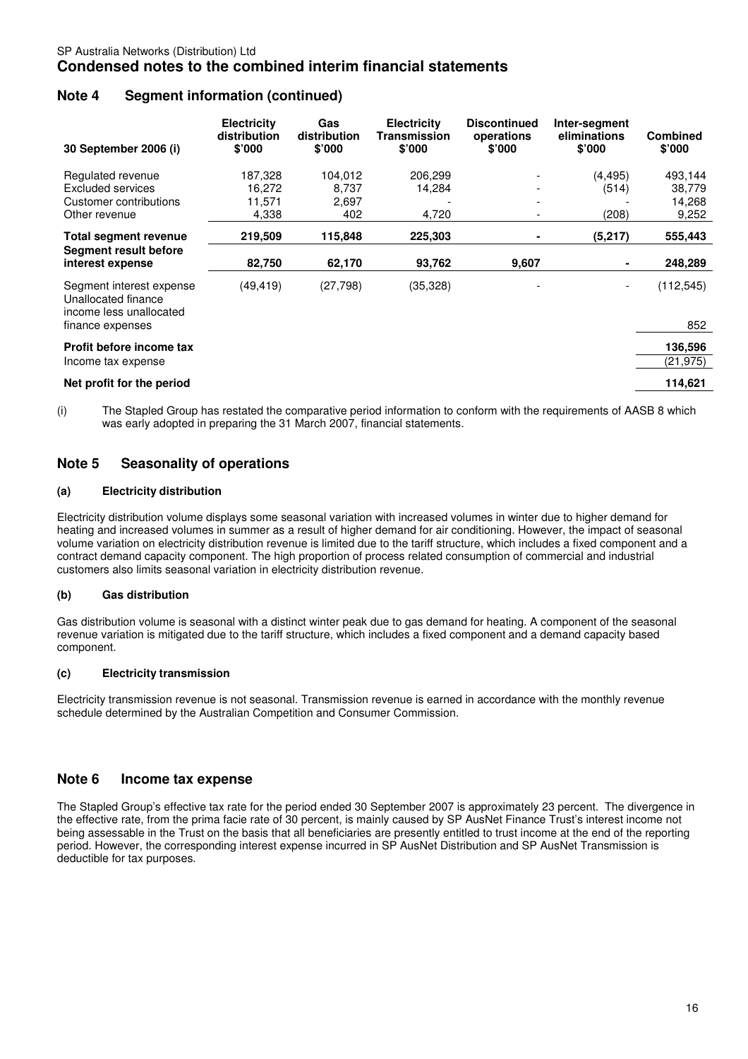SP Australia Networks (Distribution) Ltd

# Condensed notes to the combined interim financial statements

## Note 4 Segment information (continued)

| 30 September 2006 (i) | Electricity distribution \$'000 | Gas distribution \$'000 | Electricity Transmission \$'000 | Discontinued operations \$'000 | Inter-segment eliminations \$'000 | Combined \$'000 |
|---|---|---|---|---|---|---|
| Regulated revenue | 187,328 | 104,012 | 206,299 | - | (4,495) | 493,144 |
| Excluded services | 16,272 | 8,737 | 14,284 | - | (514) | 38,779 |
| Customer contributions | 11,571 | 2,697 | - | - | - | 14,268 |
| Other revenue | 4,338 | 402 | 4,720 | - | (208) | 9,252 |
| **Total segment revenue** | **219,509** | **115,848** | **225,303** | **-** | **(5,217)** | **555,443** |
| **Segment result before interest expense** | **82,750** | **62,170** | **93,762** | **9,607** | **-** | **248,289** |
| Segment interest expense | (49,419) | (27,798) | (35,328) | - | - | (112,545) |
| Unallocated finance income less unallocated finance expenses | | | | | | 852 |
| **Profit before income tax** | | | | | | **136,596** |
| Income tax expense | | | | | | (21,975) |
| **Net profit for the period** | | | | | | **114,621** |

(i) The Stapled Group has restated the comparative period information to conform with the requirements of AASB 8 which was early adopted in preparing the 31 March 2007, financial statements.

## Note 5 Seasonality of operations

### (a) Electricity distribution

Electricity distribution volume displays some seasonal variation with increased volumes in winter due to higher demand for heating and increased volumes in summer as a result of higher demand for air conditioning. However, the impact of seasonal volume variation on electricity distribution revenue is limited due to the tariff structure, which includes a fixed component and a contract demand capacity component. The high proportion of process related consumption of commercial and industrial customers also limits seasonal variation in electricity distribution revenue.

### (b) Gas distribution

Gas distribution volume is seasonal with a distinct winter peak due to gas demand for heating. A component of the seasonal revenue variation is mitigated due to the tariff structure, which includes a fixed component and a demand capacity based component.

### (c) Electricity transmission

Electricity transmission revenue is not seasonal. Transmission revenue is earned in accordance with the monthly revenue schedule determined by the Australian Competition and Consumer Commission.

## Note 6 Income tax expense

The Stapled Group's effective tax rate for the period ended 30 September 2007 is approximately 23 percent. The divergence in the effective rate, from the prima facie rate of 30 percent, is mainly caused by SP AusNet Finance Trust's interest income not being assessable in the Trust on the basis that all beneficiaries are presently entitled to trust income at the end of the reporting period. However, the corresponding interest expense incurred in SP AusNet Distribution and SP AusNet Transmission is deductible for tax purposes.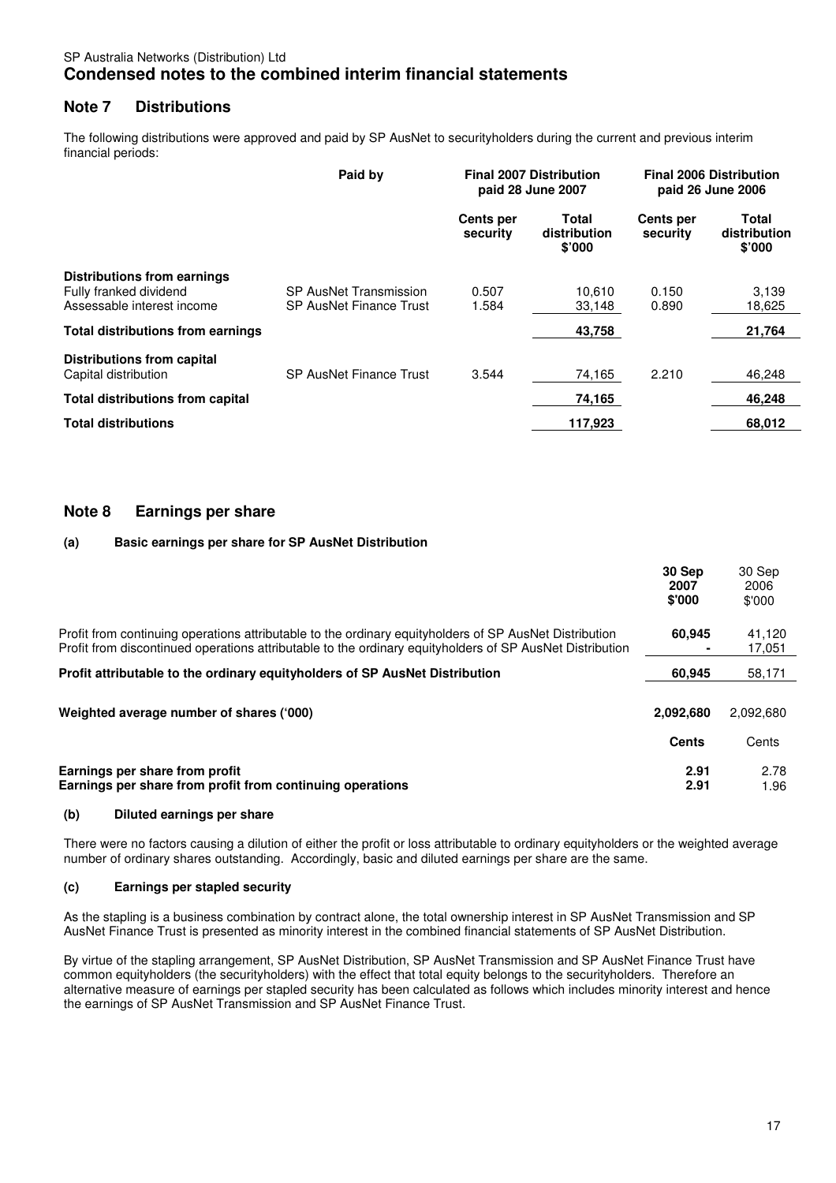SP Australia Networks (Distribution) Ltd

# Condensed notes to the combined interim financial statements

## Note 7 Distributions

The following distributions were approved and paid by SP AusNet to securityholders during the current and previous interim financial periods:

| | Paid by | Final 2007 Distribution paid 28 June 2007 | | Final 2006 Distribution paid 26 June 2006 | |
|---|---|---|---|---|---|
| | | Cents per security | Total distribution $'000 | Cents per security | Total distribution $'000 |
| **Distributions from earnings** | | | | | |
| Fully franked dividend | SP AusNet Transmission | 0.507 | 10,610 | 0.150 | 3,139 |
| Assessable interest income | SP AusNet Finance Trust | 1.584 | 33,148 | 0.890 | 18,625 |
| **Total distributions from earnings** | | | **43,758** | | **21,764** |
| **Distributions from capital** | | | | | |
| Capital distribution | SP AusNet Finance Trust | 3.544 | 74,165 | 2.210 | 46,248 |
| **Total distributions from capital** | | | **74,165** | | **46,248** |
| **Total distributions** | | | **117,923** | | **68,012** |

## Note 8 Earnings per share

### (a) Basic earnings per share for SP AusNet Distribution

| | 30 Sep 2007 $'000 | 30 Sep 2006 $'000 |
|---|---|---|
| Profit from continuing operations attributable to the ordinary equityholders of SP AusNet Distribution | **60,945** | 41,120 |
| Profit from discontinued operations attributable to the ordinary equityholders of SP AusNet Distribution | **-** | 17,051 |
| **Profit attributable to the ordinary equityholders of SP AusNet Distribution** | **60,945** | 58,171 |
| **Weighted average number of shares ('000)** | **2,092,680** | 2,092,680 |
| | **Cents** | Cents |
| **Earnings per share from profit** | **2.91** | 2.78 |
| **Earnings per share from profit from continuing operations** | **2.91** | 1.96 |

### (b) Diluted earnings per share

There were no factors causing a dilution of either the profit or loss attributable to ordinary equityholders or the weighted average number of ordinary shares outstanding. Accordingly, basic and diluted earnings per share are the same.

### (c) Earnings per stapled security

As the stapling is a business combination by contract alone, the total ownership interest in SP AusNet Transmission and SP AusNet Finance Trust is presented as minority interest in the combined financial statements of SP AusNet Distribution.

By virtue of the stapling arrangement, SP AusNet Distribution, SP AusNet Transmission and SP AusNet Finance Trust have common equityholders (the securityholders) with the effect that total equity belongs to the securityholders. Therefore an alternative measure of earnings per stapled security has been calculated as follows which includes minority interest and hence the earnings of SP AusNet Transmission and SP AusNet Finance Trust.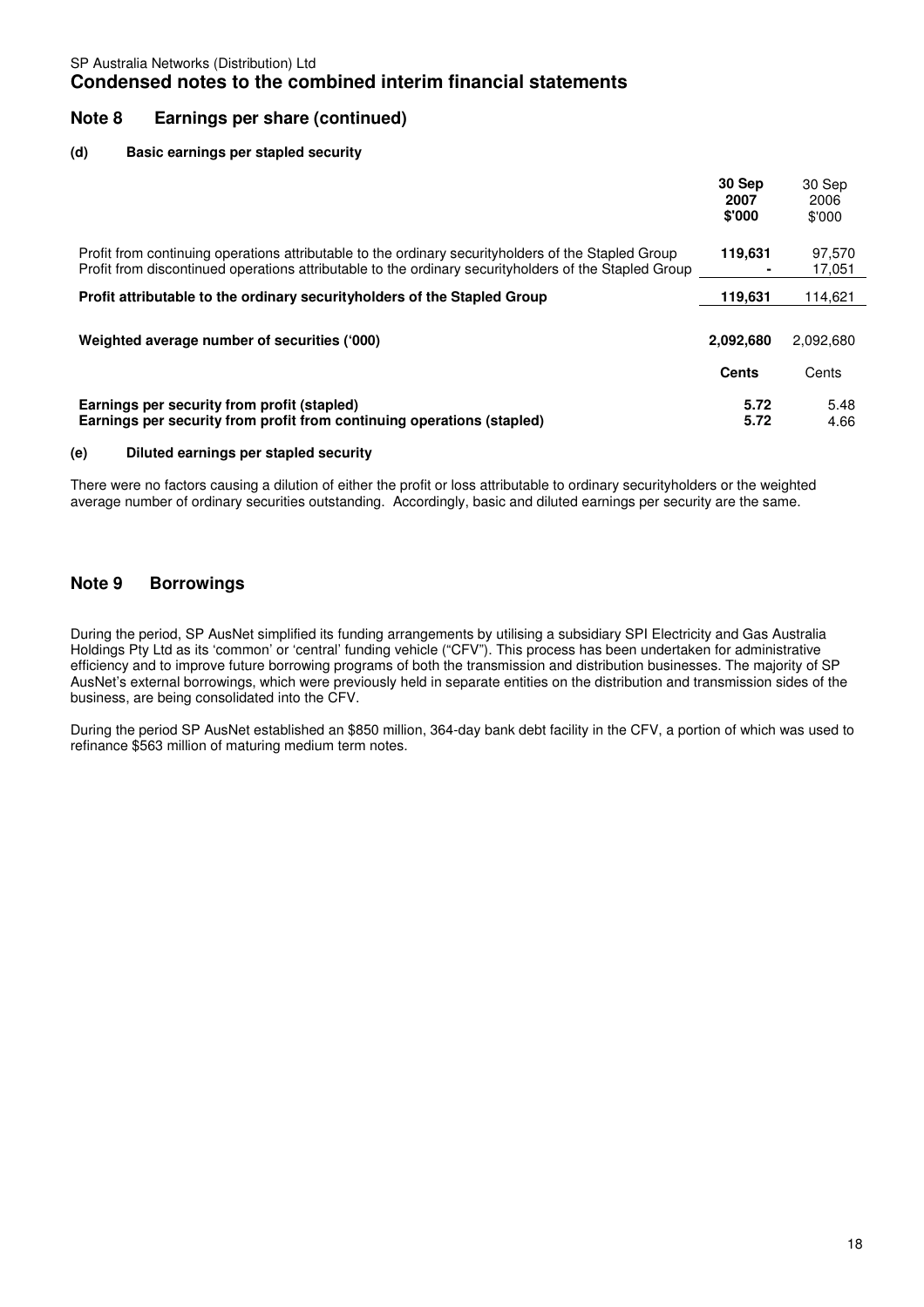SP Australia Networks (Distribution) Ltd

# Condensed notes to the combined interim financial statements

## Note 8 Earnings per share (continued)

### (d) Basic earnings per stapled security

| | 30 Sep 2007 $'000 | 30 Sep 2006 $'000 |
|---|---|---|
| Profit from continuing operations attributable to the ordinary securityholders of the Stapled Group | **119,631** | 97,570 |
| Profit from discontinued operations attributable to the ordinary securityholders of the Stapled Group | **-** | 17,051 |
| **Profit attributable to the ordinary securityholders of the Stapled Group** | **119,631** | 114,621 |
| | | |
| **Weighted average number of securities ('000)** | **2,092,680** | 2,092,680 |
| | **Cents** | Cents |
| **Earnings per security from profit (stapled)** | **5.72** | 5.48 |
| **Earnings per security from profit from continuing operations (stapled)** | **5.72** | 4.66 |

### (e) Diluted earnings per stapled security

There were no factors causing a dilution of either the profit or loss attributable to ordinary securityholders or the weighted average number of ordinary securities outstanding. Accordingly, basic and diluted earnings per security are the same.

## Note 9 Borrowings

During the period, SP AusNet simplified its funding arrangements by utilising a subsidiary SPI Electricity and Gas Australia Holdings Pty Ltd as its 'common' or 'central' funding vehicle ("CFV"). This process has been undertaken for administrative efficiency and to improve future borrowing programs of both the transmission and distribution businesses. The majority of SP AusNet's external borrowings, which were previously held in separate entities on the distribution and transmission sides of the business, are being consolidated into the CFV.

During the period SP AusNet established an $850 million, 364-day bank debt facility in the CFV, a portion of which was used to refinance $563 million of maturing medium term notes.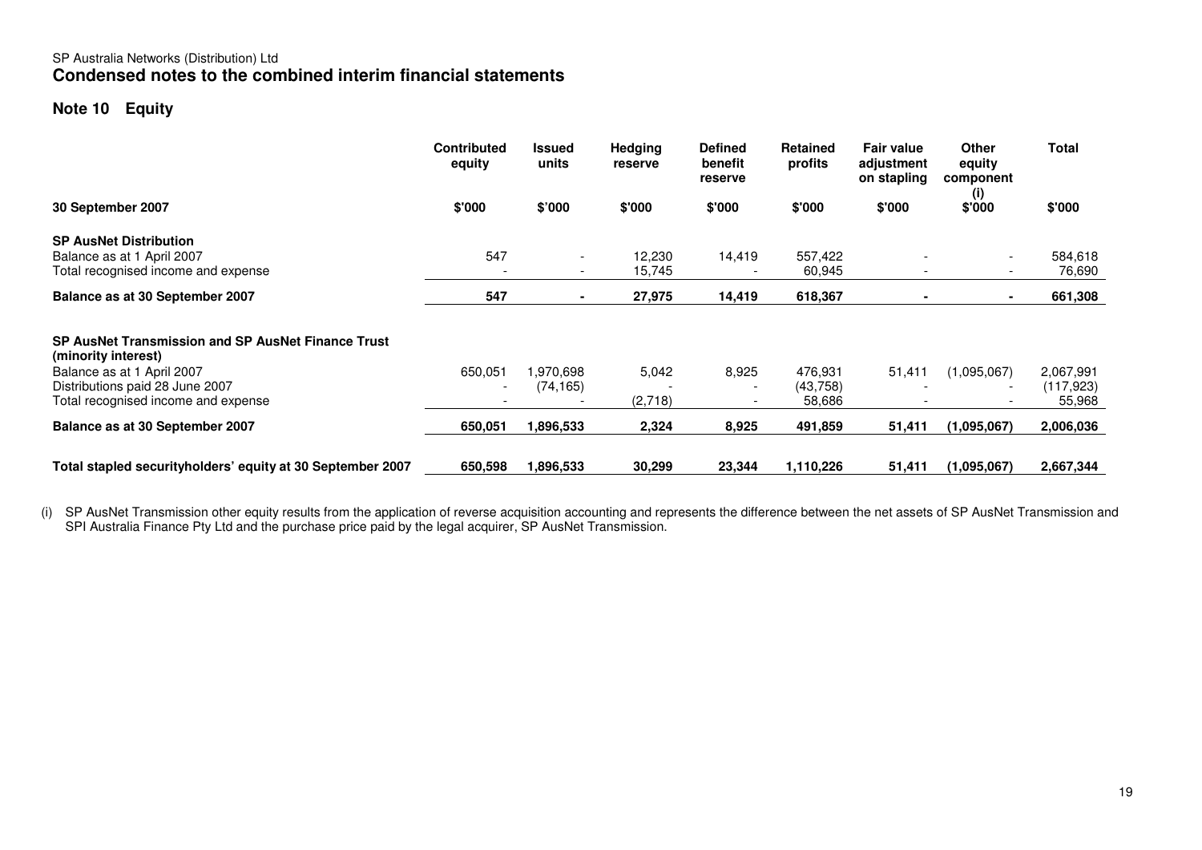SP Australia Networks (Distribution) Ltd

# Condensed notes to the combined interim financial statements

## Note 10 Equity

| 30 September 2007 | Contributed equity $'000 | Issued units $'000 | Hedging reserve $'000 | Defined benefit reserve $'000 | Retained profits $'000 | Fair value adjustment on stapling $'000 | Other equity component (i) $'000 | Total $'000 |
|---|---|---|---|---|---|---|---|---|
| **SP AusNet Distribution** | | | | | | | | |
| Balance as at 1 April 2007 | 547 | - | 12,230 | 14,419 | 557,422 | - | - | 584,618 |
| Total recognised income and expense | - | - | 15,745 | - | 60,945 | - | - | 76,690 |
| **Balance as at 30 September 2007** | **547** | **-** | **27,975** | **14,419** | **618,367** | **-** | **-** | **661,308** |
| **SP AusNet Transmission and SP AusNet Finance Trust (minority interest)** | | | | | | | | |
| Balance as at 1 April 2007 | 650,051 | 1,970,698 | 5,042 | 8,925 | 476,931 | 51,411 | (1,095,067) | 2,067,991 |
| Distributions paid 28 June 2007 | - | (74,165) | - | - | (43,758) | - | - | (117,923) |
| Total recognised income and expense | - | - | (2,718) | - | 58,686 | - | - | 55,968 |
| **Balance as at 30 September 2007** | **650,051** | **1,896,533** | **2,324** | **8,925** | **491,859** | **51,411** | **(1,095,067)** | **2,006,036** |
| **Total stapled securityholders' equity at 30 September 2007** | **650,598** | **1,896,533** | **30,299** | **23,344** | **1,110,226** | **51,411** | **(1,095,067)** | **2,667,344** |

(i) SP AusNet Transmission other equity results from the application of reverse acquisition accounting and represents the difference between the net assets of SP AusNet Transmission and SPI Australia Finance Pty Ltd and the purchase price paid by the legal acquirer, SP AusNet Transmission.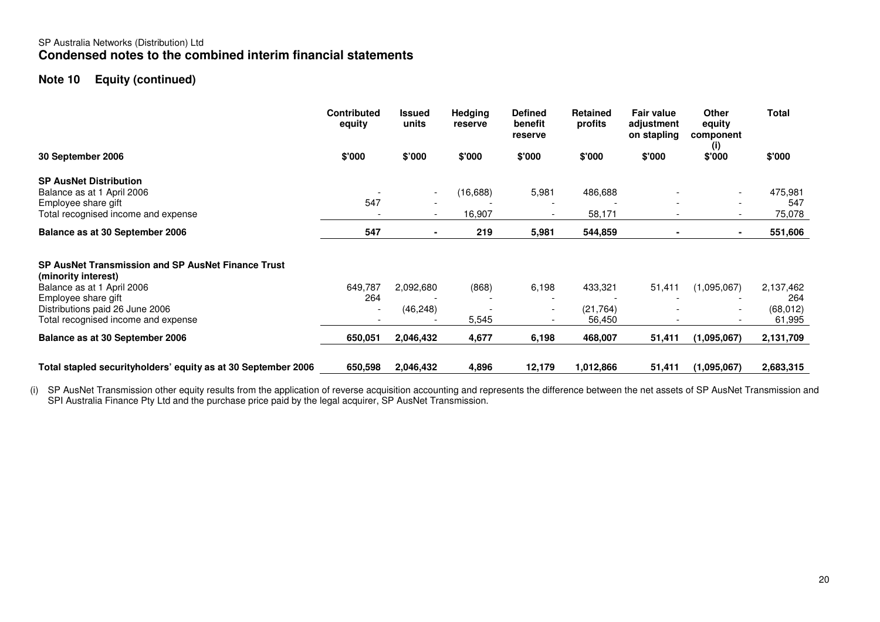SP Australia Networks (Distribution) Ltd

# Condensed notes to the combined interim financial statements

## Note 10 Equity (continued)

| 30 September 2006 | Contributed equity $'000 | Issued units $'000 | Hedging reserve $'000 | Defined benefit reserve $'000 | Retained profits $'000 | Fair value adjustment on stapling $'000 | Other equity component (i) $'000 | Total $'000 |
|---|---|---|---|---|---|---|---|---|
| **SP AusNet Distribution** | | | | | | | | |
| Balance as at 1 April 2006 | - | - | (16,688) | 5,981 | 486,688 | - | - | 475,981 |
| Employee share gift | 547 | - | - | - | - | - | - | 547 |
| Total recognised income and expense | - | - | 16,907 | - | 58,171 | - | - | 75,078 |
| **Balance as at 30 September 2006** | **547** | **-** | **219** | **5,981** | **544,859** | **-** | **-** | **551,606** |
| | | | | | | | | |
| **SP AusNet Transmission and SP AusNet Finance Trust (minority interest)** | | | | | | | | |
| Balance as at 1 April 2006 | 649,787 | 2,092,680 | (868) | 6,198 | 433,321 | 51,411 | (1,095,067) | 2,137,462 |
| Employee share gift | 264 | - | - | - | - | - | - | 264 |
| Distributions paid 26 June 2006 | - | (46,248) | - | - | (21,764) | - | - | (68,012) |
| Total recognised income and expense | - | - | 5,545 | - | 56,450 | - | - | 61,995 |
| **Balance as at 30 September 2006** | **650,051** | **2,046,432** | **4,677** | **6,198** | **468,007** | **51,411** | **(1,095,067)** | **2,131,709** |
| | | | | | | | | |
| **Total stapled securityholders' equity as at 30 September 2006** | **650,598** | **2,046,432** | **4,896** | **12,179** | **1,012,866** | **51,411** | **(1,095,067)** | **2,683,315** |

(i) SP AusNet Transmission other equity results from the application of reverse acquisition accounting and represents the difference between the net assets of SP AusNet Transmission and SPI Australia Finance Pty Ltd and the purchase price paid by the legal acquirer, SP AusNet Transmission.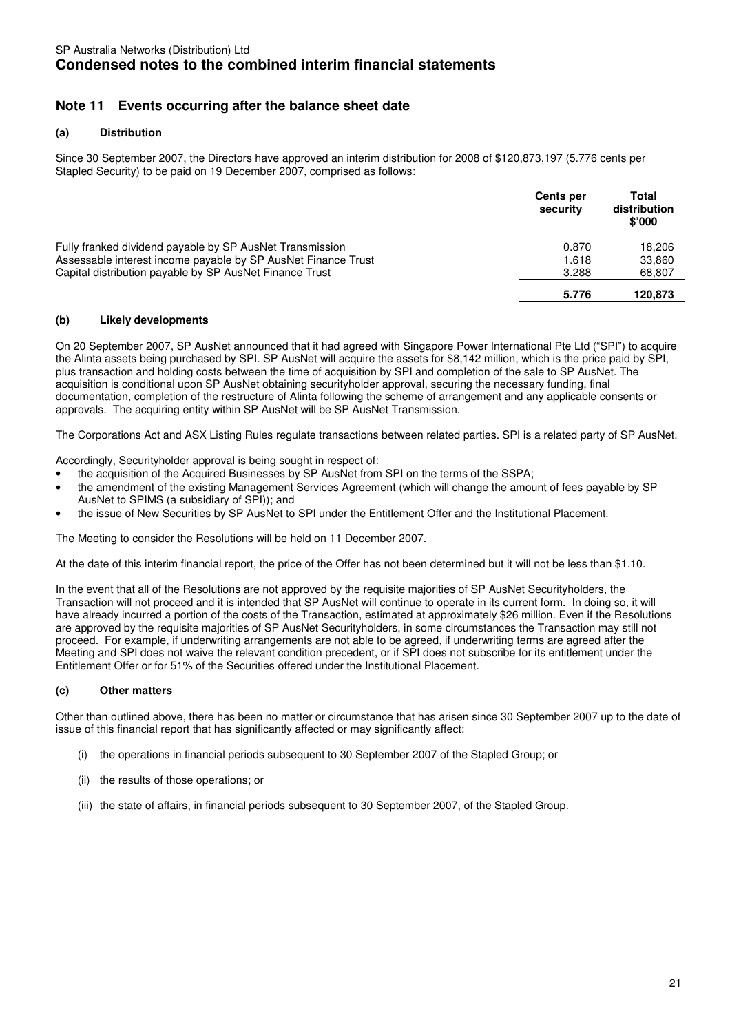SP Australia Networks (Distribution) Ltd

# Condensed notes to the combined interim financial statements

## Note 11 Events occurring after the balance sheet date

### (a) Distribution

Since 30 September 2007, the Directors have approved an interim distribution for 2008 of $120,873,197 (5.776 cents per Stapled Security) to be paid on 19 December 2007, comprised as follows:

| | Cents per security | Total distribution $'000 |
|---|---|---|
| Fully franked dividend payable by SP AusNet Transmission | 0.870 | 18,206 |
| Assessable interest income payable by SP AusNet Finance Trust | 1.618 | 33,860 |
| Capital distribution payable by SP AusNet Finance Trust | 3.288 | 68,807 |
| | **5.776** | **120,873** |

### (b) Likely developments

On 20 September 2007, SP AusNet announced that it had agreed with Singapore Power International Pte Ltd ("SPI") to acquire the Alinta assets being purchased by SPI. SP AusNet will acquire the assets for $8,142 million, which is the price paid by SPI, plus transaction and holding costs between the time of acquisition by SPI and completion of the sale to SP AusNet. The acquisition is conditional upon SP AusNet obtaining securityholder approval, securing the necessary funding, final documentation, completion of the restructure of Alinta following the scheme of arrangement and any applicable consents or approvals. The acquiring entity within SP AusNet will be SP AusNet Transmission.

The Corporations Act and ASX Listing Rules regulate transactions between related parties. SPI is a related party of SP AusNet.

Accordingly, Securityholder approval is being sought in respect of:

- the acquisition of the Acquired Businesses by SP AusNet from SPI on the terms of the SSPA;
- the amendment of the existing Management Services Agreement (which will change the amount of fees payable by SP AusNet to SPIMS (a subsidiary of SPI)); and
- the issue of New Securities by SP AusNet to SPI under the Entitlement Offer and the Institutional Placement.

The Meeting to consider the Resolutions will be held on 11 December 2007.

At the date of this interim financial report, the price of the Offer has not been determined but it will not be less than $1.10.

In the event that all of the Resolutions are not approved by the requisite majorities of SP AusNet Securityholders, the Transaction will not proceed and it is intended that SP AusNet will continue to operate in its current form. In doing so, it will have already incurred a portion of the costs of the Transaction, estimated at approximately $26 million. Even if the Resolutions are approved by the requisite majorities of SP AusNet Securityholders, in some circumstances the Transaction may still not proceed. For example, if underwriting arrangements are not able to be agreed, if underwriting terms are agreed after the Meeting and SPI does not waive the relevant condition precedent, or if SPI does not subscribe for its entitlement under the Entitlement Offer or for 51% of the Securities offered under the Institutional Placement.

### (c) Other matters

Other than outlined above, there has been no matter or circumstance that has arisen since 30 September 2007 up to the date of issue of this financial report that has significantly affected or may significantly affect:

(i) the operations in financial periods subsequent to 30 September 2007 of the Stapled Group; or

(ii) the results of those operations; or

(iii) the state of affairs, in financial periods subsequent to 30 September 2007, of the Stapled Group.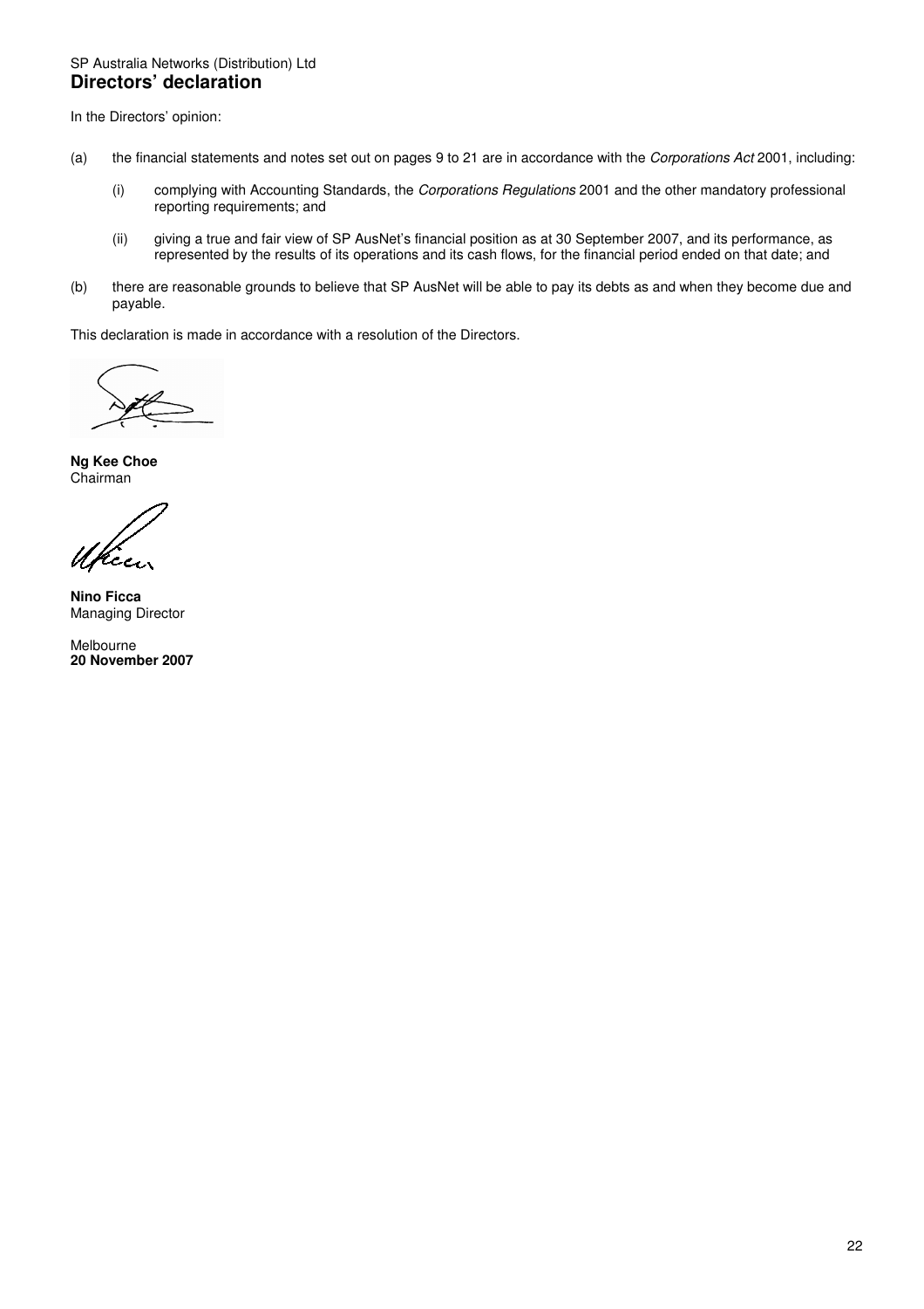SP Australia Networks (Distribution) Ltd

# Directors' declaration

In the Directors' opinion:

(a) the financial statements and notes set out on pages 9 to 21 are in accordance with the *Corporations Act* 2001, including:

  (i) complying with Accounting Standards, the *Corporations Regulations* 2001 and the other mandatory professional reporting requirements; and

  (ii) giving a true and fair view of SP AusNet's financial position as at 30 September 2007, and its performance, as represented by the results of its operations and its cash flows, for the financial period ended on that date; and

(b) there are reasonable grounds to believe that SP AusNet will be able to pay its debts as and when they become due and payable.

This declaration is made in accordance with a resolution of the Directors.

**Ng Kee Choe**
Chairman

**Nino Ficca**
Managing Director

Melbourne
**20 November 2007**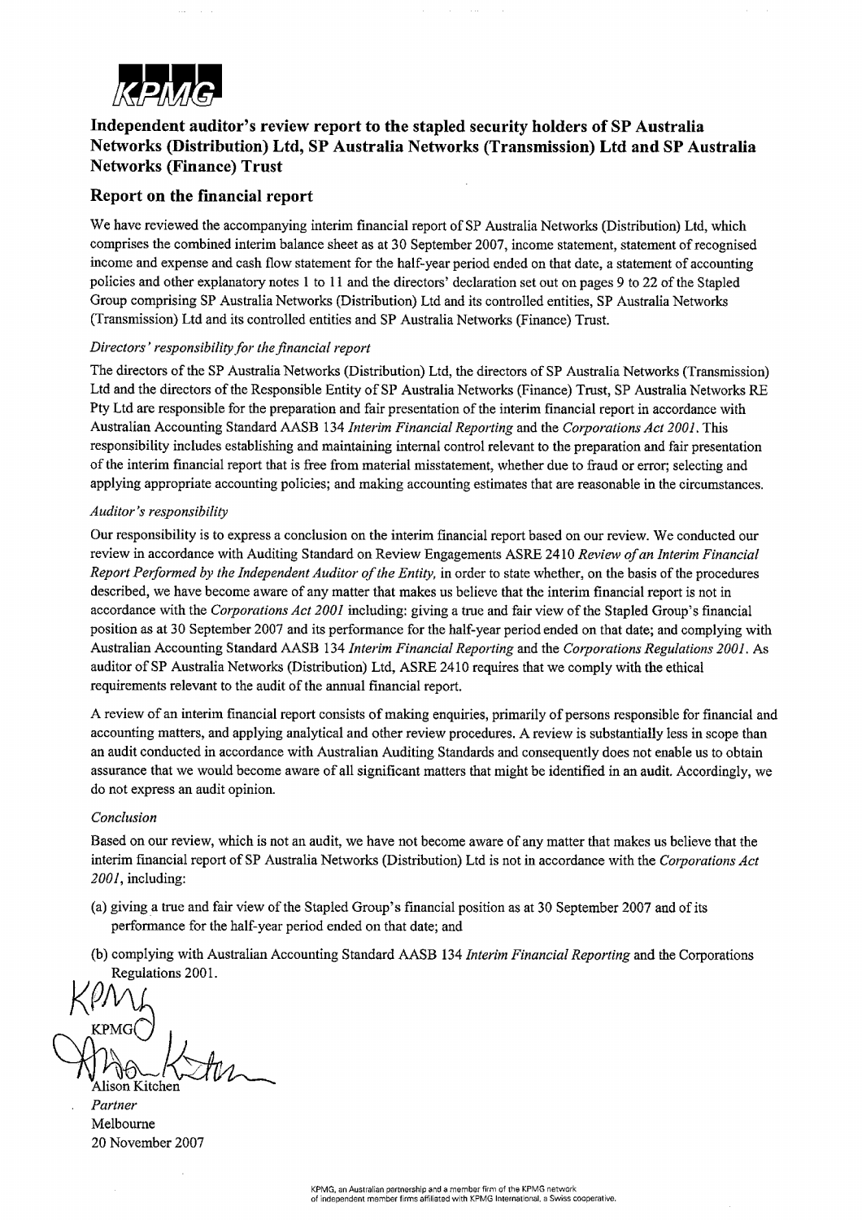# Independent auditor's review report to the stapled security holders of SP Australia Networks (Distribution) Ltd, SP Australia Networks (Transmission) Ltd and SP Australia Networks (Finance) Trust

## Report on the financial report

We have reviewed the accompanying interim financial report of SP Australia Networks (Distribution) Ltd, which comprises the combined interim balance sheet as at 30 September 2007, income statement, statement of recognised income and expense and cash flow statement for the half-year period ended on that date, a statement of accounting policies and other explanatory notes 1 to 11 and the directors' declaration set out on pages 9 to 22 of the Stapled Group comprising SP Australia Networks (Distribution) Ltd and its controlled entities, SP Australia Networks (Transmission) Ltd and its controlled entities and SP Australia Networks (Finance) Trust.

*Directors' responsibility for the financial report*

The directors of the SP Australia Networks (Distribution) Ltd, the directors of SP Australia Networks (Transmission) Ltd and the directors of the Responsible Entity of SP Australia Networks (Finance) Trust, SP Australia Networks RE Pty Ltd are responsible for the preparation and fair presentation of the interim financial report in accordance with Australian Accounting Standard AASB 134 *Interim Financial Reporting* and the *Corporations Act 2001*. This responsibility includes establishing and maintaining internal control relevant to the preparation and fair presentation of the interim financial report that is free from material misstatement, whether due to fraud or error; selecting and applying appropriate accounting policies; and making accounting estimates that are reasonable in the circumstances.

*Auditor's responsibility*

Our responsibility is to express a conclusion on the interim financial report based on our review. We conducted our review in accordance with Auditing Standard on Review Engagements ASRE 2410 *Review of an Interim Financial Report Performed by the Independent Auditor of the Entity,* in order to state whether, on the basis of the procedures described, we have become aware of any matter that makes us believe that the interim financial report is not in accordance with the *Corporations Act 2001* including: giving a true and fair view of the Stapled Group's financial position as at 30 September 2007 and its performance for the half-year period ended on that date; and complying with Australian Accounting Standard AASB 134 *Interim Financial Reporting* and the *Corporations Regulations 2001*. As auditor of SP Australia Networks (Distribution) Ltd, ASRE 2410 requires that we comply with the ethical requirements relevant to the audit of the annual financial report.

A review of an interim financial report consists of making enquiries, primarily of persons responsible for financial and accounting matters, and applying analytical and other review procedures. A review is substantially less in scope than an audit conducted in accordance with Australian Auditing Standards and consequently does not enable us to obtain assurance that we would become aware of all significant matters that might be identified in an audit. Accordingly, we do not express an audit opinion.

*Conclusion*

Based on our review, which is not an audit, we have not become aware of any matter that makes us believe that the interim financial report of SP Australia Networks (Distribution) Ltd is not in accordance with the *Corporations Act 2001*, including:

(a) giving a true and fair view of the Stapled Group's financial position as at 30 September 2007 and of its performance for the half-year period ended on that date; and

(b) complying with Australian Accounting Standard AASB 134 *Interim Financial Reporting* and the Corporations Regulations 2001.

KPMG

Alison Kitchen

*Partner*

Melbourne

20 November 2007

KPMG, an Australian partnership and a member firm of the KPMG network of independent member firms affiliated with KPMG International, a Swiss cooperative.